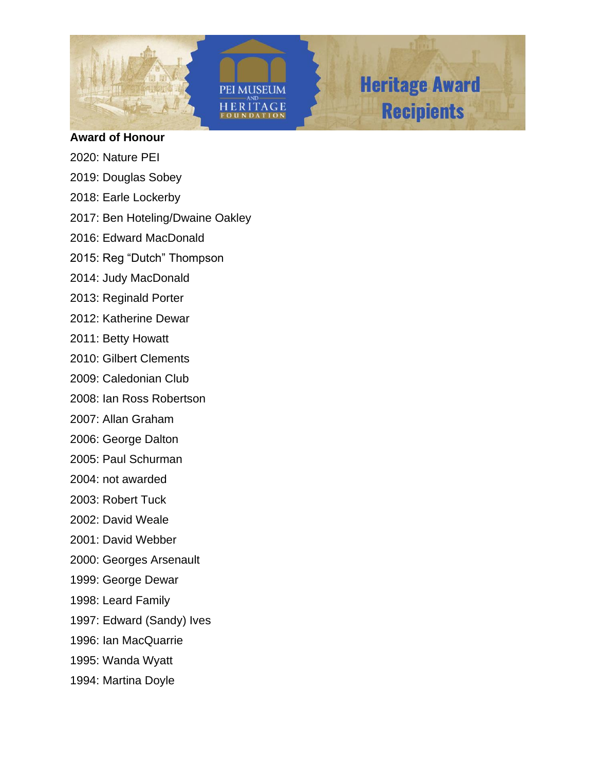# Heritage Award Recipients

PEI MUSEUM AND HERITAGE FOUNDATION

**Award of Honour**

2020: Nature PEI

2019: Douglas Sobey

2018: Earle Lockerby

2017: Ben Hoteling/Dwaine Oakley

2016: Edward MacDonald

2015: Reg “Dutch” Thompson

2014: Judy MacDonald

2013: Reginald Porter

2012: Katherine Dewar

2011: Betty Howatt

2010: Gilbert Clements

2009: Caledonian Club

2008: Ian Ross Robertson

2007: Allan Graham

2006: George Dalton

2005: Paul Schurman

2004: not awarded

2003: Robert Tuck

2002: David Weale

2001: David Webber

2000: Georges Arsenault

1999: George Dewar

1998: Leard Family

1997: Edward (Sandy) Ives

1996: Ian MacQuarrie

1995: Wanda Wyatt

1994: Martina Doyle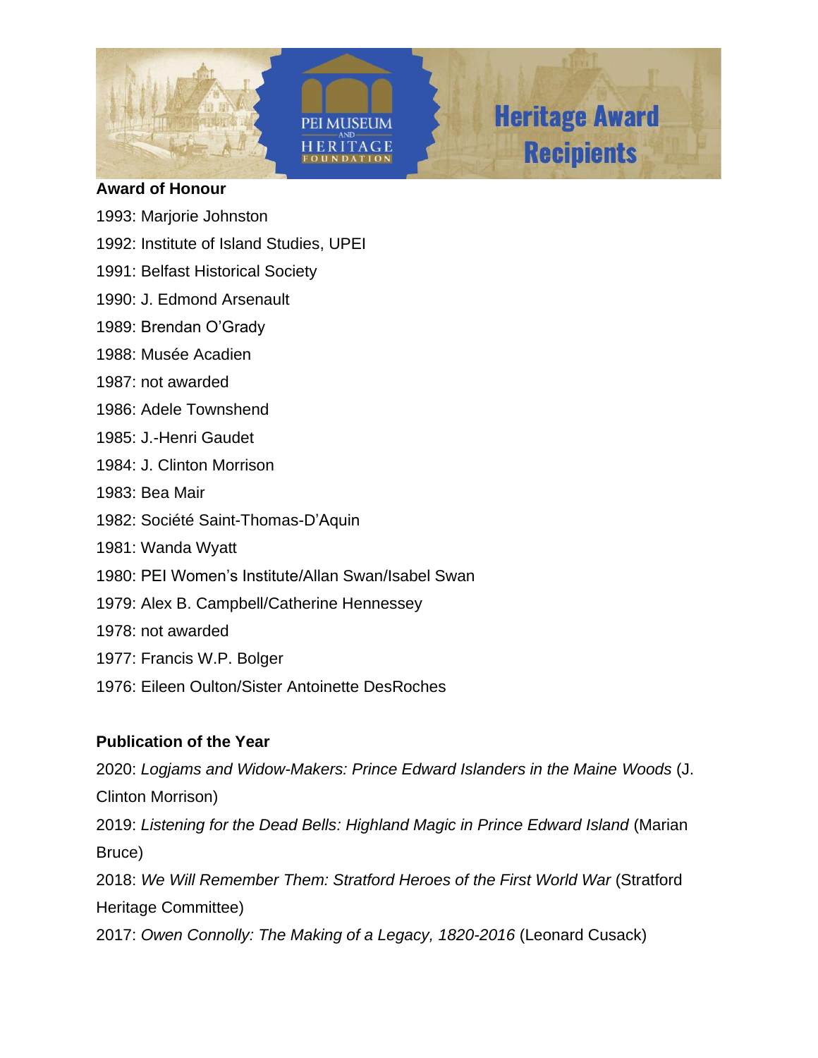**Award of Honour**

1993: Marjorie Johnston

1992: Institute of Island Studies, UPEI

1991: Belfast Historical Society

1990: J. Edmond Arsenault

1989: Brendan O'Grady

1988: Musée Acadien

1987: not awarded

1986: Adele Townshend

1985: J.-Henri Gaudet

1984: J. Clinton Morrison

1983: Bea Mair

1982: Société Saint-Thomas-D'Aquin

1981: Wanda Wyatt

1980: PEI Women's Institute/Allan Swan/Isabel Swan

1979: Alex B. Campbell/Catherine Hennessey

1978: not awarded

1977: Francis W.P. Bolger

1976: Eileen Oulton/Sister Antoinette DesRoches

**Publication of the Year**

2020: *Logjams and Widow-Makers: Prince Edward Islanders in the Maine Woods* (J. Clinton Morrison)

2019: *Listening for the Dead Bells: Highland Magic in Prince Edward Island* (Marian Bruce)

2018: *We Will Remember Them: Stratford Heroes of the First World War* (Stratford Heritage Committee)

2017: *Owen Connolly: The Making of a Legacy, 1820-2016* (Leonard Cusack)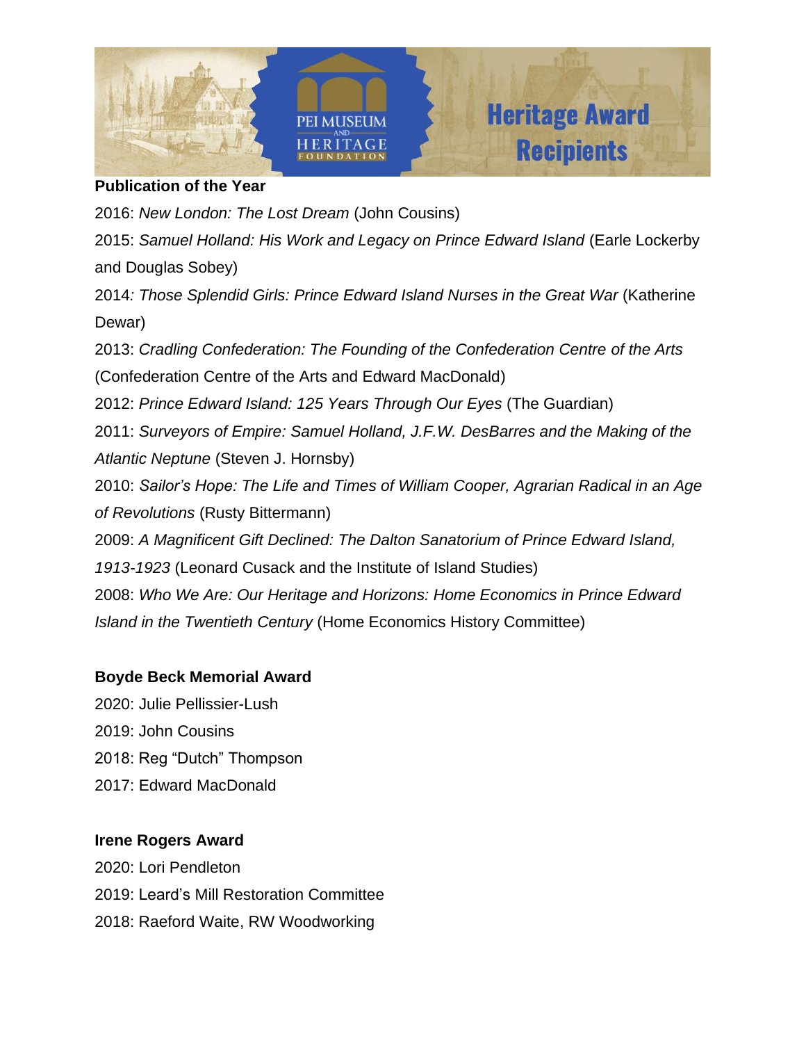**Publication of the Year**

2016: *New London: The Lost Dream* (John Cousins)

2015: *Samuel Holland: His Work and Legacy on Prince Edward Island* (Earle Lockerby and Douglas Sobey)

2014: *Those Splendid Girls: Prince Edward Island Nurses in the Great War* (Katherine Dewar)

2013: *Cradling Confederation: The Founding of the Confederation Centre of the Arts* (Confederation Centre of the Arts and Edward MacDonald)

2012: *Prince Edward Island: 125 Years Through Our Eyes* (The Guardian)

2011: *Surveyors of Empire: Samuel Holland, J.F.W. DesBarres and the Making of the Atlantic Neptune* (Steven J. Hornsby)

2010: *Sailor's Hope: The Life and Times of William Cooper, Agrarian Radical in an Age of Revolutions* (Rusty Bittermann)

2009: *A Magnificent Gift Declined: The Dalton Sanatorium of Prince Edward Island, 1913-1923* (Leonard Cusack and the Institute of Island Studies)

2008: *Who We Are: Our Heritage and Horizons: Home Economics in Prince Edward Island in the Twentieth Century* (Home Economics History Committee)

**Boyde Beck Memorial Award**

2020: Julie Pellissier-Lush

2019: John Cousins

2018: Reg "Dutch" Thompson

2017: Edward MacDonald

**Irene Rogers Award**

2020: Lori Pendleton

2019: Leard's Mill Restoration Committee

2018: Raeford Waite, RW Woodworking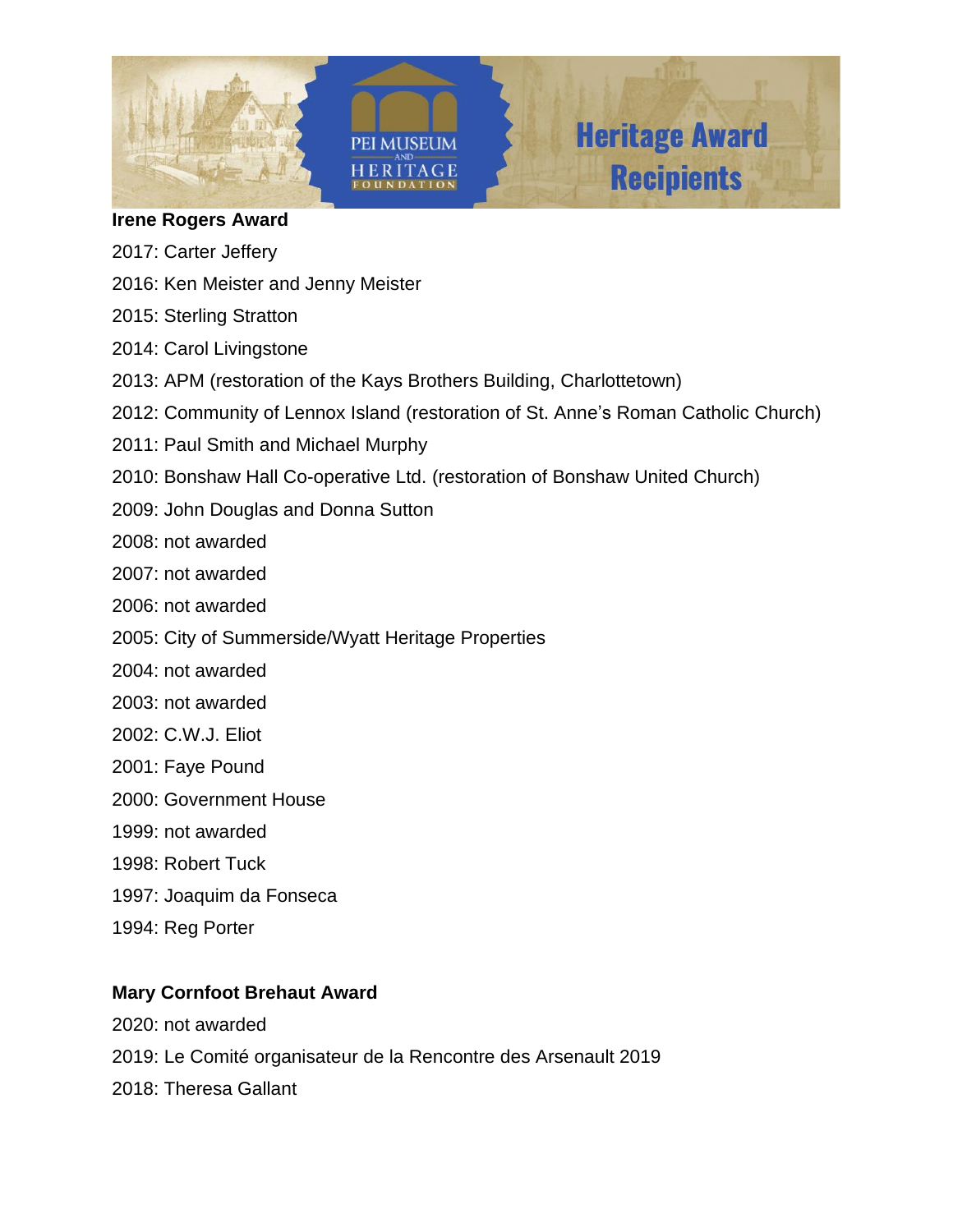## Irene Rogers Award

2017: Carter Jeffery

2016: Ken Meister and Jenny Meister

2015: Sterling Stratton

2014: Carol Livingstone

2013: APM (restoration of the Kays Brothers Building, Charlottetown)

2012: Community of Lennox Island (restoration of St. Anne's Roman Catholic Church)

2011: Paul Smith and Michael Murphy

2010: Bonshaw Hall Co-operative Ltd. (restoration of Bonshaw United Church)

2009: John Douglas and Donna Sutton

2008: not awarded

2007: not awarded

2006: not awarded

2005: City of Summerside/Wyatt Heritage Properties

2004: not awarded

2003: not awarded

2002: C.W.J. Eliot

2001: Faye Pound

2000: Government House

1999: not awarded

1998: Robert Tuck

1997: Joaquim da Fonseca

1994: Reg Porter

## Mary Cornfoot Brehaut Award

2020: not awarded

2019: Le Comité organisateur de la Rencontre des Arsenault 2019

2018: Theresa Gallant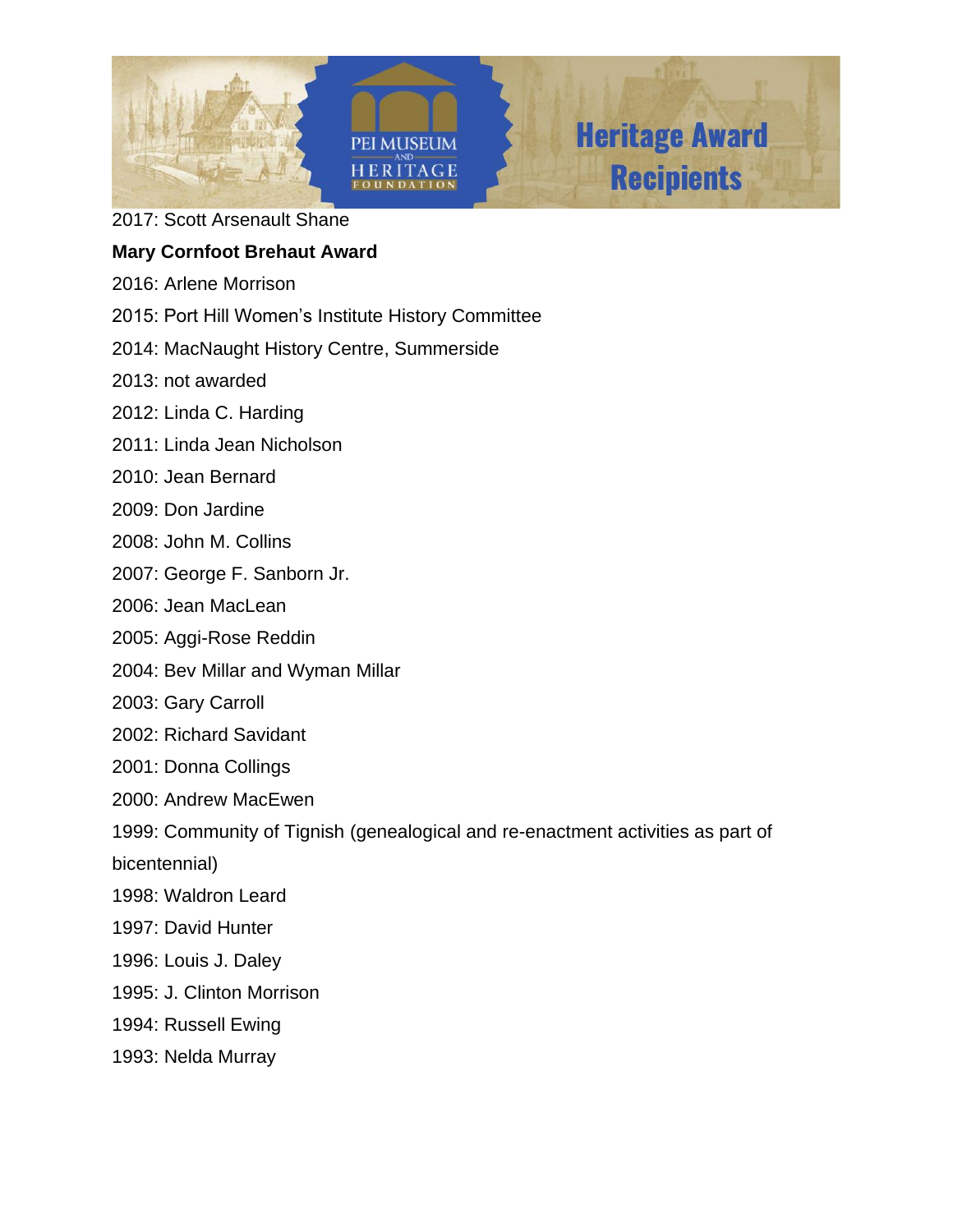2017: Scott Arsenault Shane

**Mary Cornfoot Brehaut Award**

2016: Arlene Morrison

2015: Port Hill Women's Institute History Committee

2014: MacNaught History Centre, Summerside

2013: not awarded

2012: Linda C. Harding

2011: Linda Jean Nicholson

2010: Jean Bernard

2009: Don Jardine

2008: John M. Collins

2007: George F. Sanborn Jr.

2006: Jean MacLean

2005: Aggi-Rose Reddin

2004: Bev Millar and Wyman Millar

2003: Gary Carroll

2002: Richard Savidant

2001: Donna Collings

2000: Andrew MacEwen

1999: Community of Tignish (genealogical and re-enactment activities as part of bicentennial)

1998: Waldron Leard

1997: David Hunter

1996: Louis J. Daley

1995: J. Clinton Morrison

1994: Russell Ewing

1993: Nelda Murray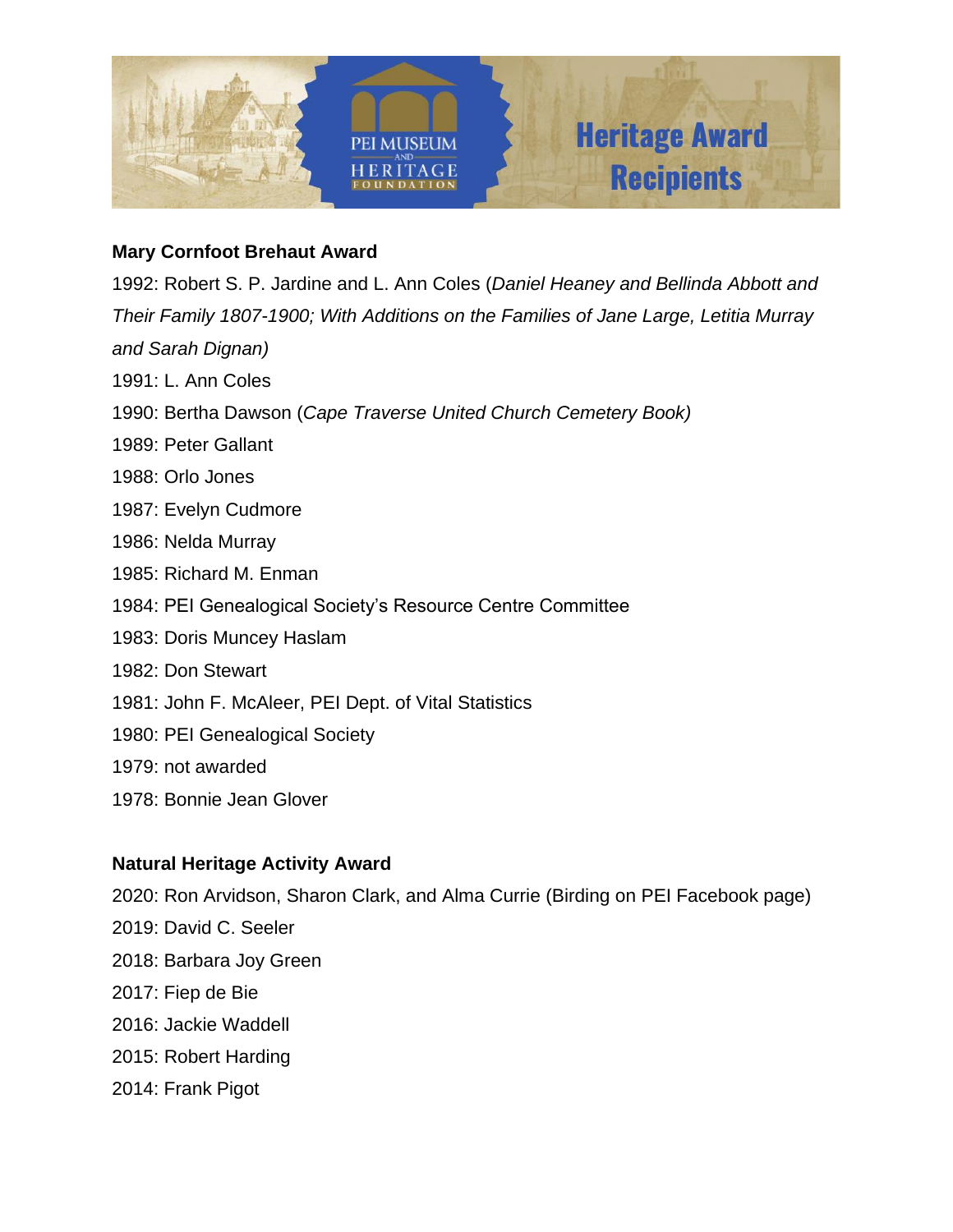**Mary Cornfoot Brehaut Award**

1992: Robert S. P. Jardine and L. Ann Coles (*Daniel Heaney and Bellinda Abbott and Their Family 1807-1900; With Additions on the Families of Jane Large, Letitia Murray and Sarah Dignan)*

1991: L. Ann Coles

1990: Bertha Dawson (*Cape Traverse United Church Cemetery Book)*

1989: Peter Gallant

1988: Orlo Jones

1987: Evelyn Cudmore

1986: Nelda Murray

1985: Richard M. Enman

1984: PEI Genealogical Society's Resource Centre Committee

1983: Doris Muncey Haslam

1982: Don Stewart

1981: John F. McAleer, PEI Dept. of Vital Statistics

1980: PEI Genealogical Society

1979: not awarded

1978: Bonnie Jean Glover

**Natural Heritage Activity Award**

2020: Ron Arvidson, Sharon Clark, and Alma Currie (Birding on PEI Facebook page)

2019: David C. Seeler

2018: Barbara Joy Green

2017: Fiep de Bie

2016: Jackie Waddell

2015: Robert Harding

2014: Frank Pigot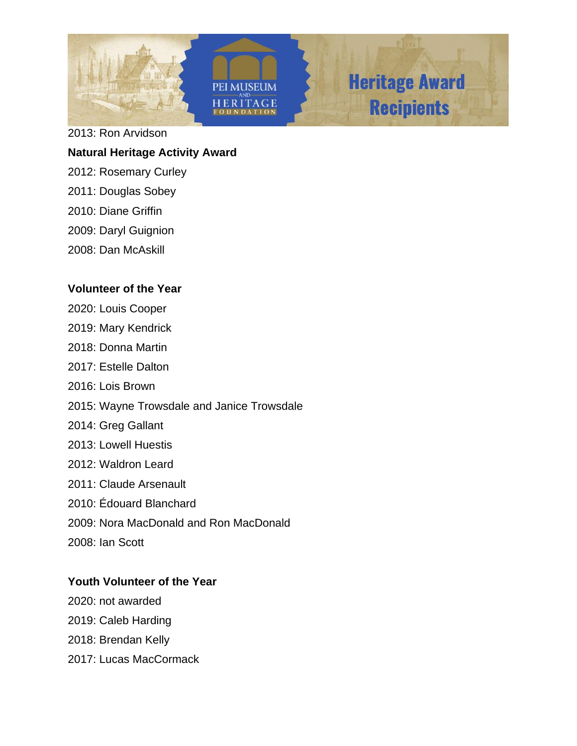2013: Ron Arvidson

**Natural Heritage Activity Award**

2012: Rosemary Curley

2011: Douglas Sobey

2010: Diane Griffin

2009: Daryl Guignion

2008: Dan McAskill

**Volunteer of the Year**

2020: Louis Cooper

2019: Mary Kendrick

2018: Donna Martin

2017: Estelle Dalton

2016: Lois Brown

2015: Wayne Trowsdale and Janice Trowsdale

2014: Greg Gallant

2013: Lowell Huestis

2012: Waldron Leard

2011: Claude Arsenault

2010: Édouard Blanchard

2009: Nora MacDonald and Ron MacDonald

2008: Ian Scott

**Youth Volunteer of the Year**

2020: not awarded

2019: Caleb Harding

2018: Brendan Kelly

2017: Lucas MacCormack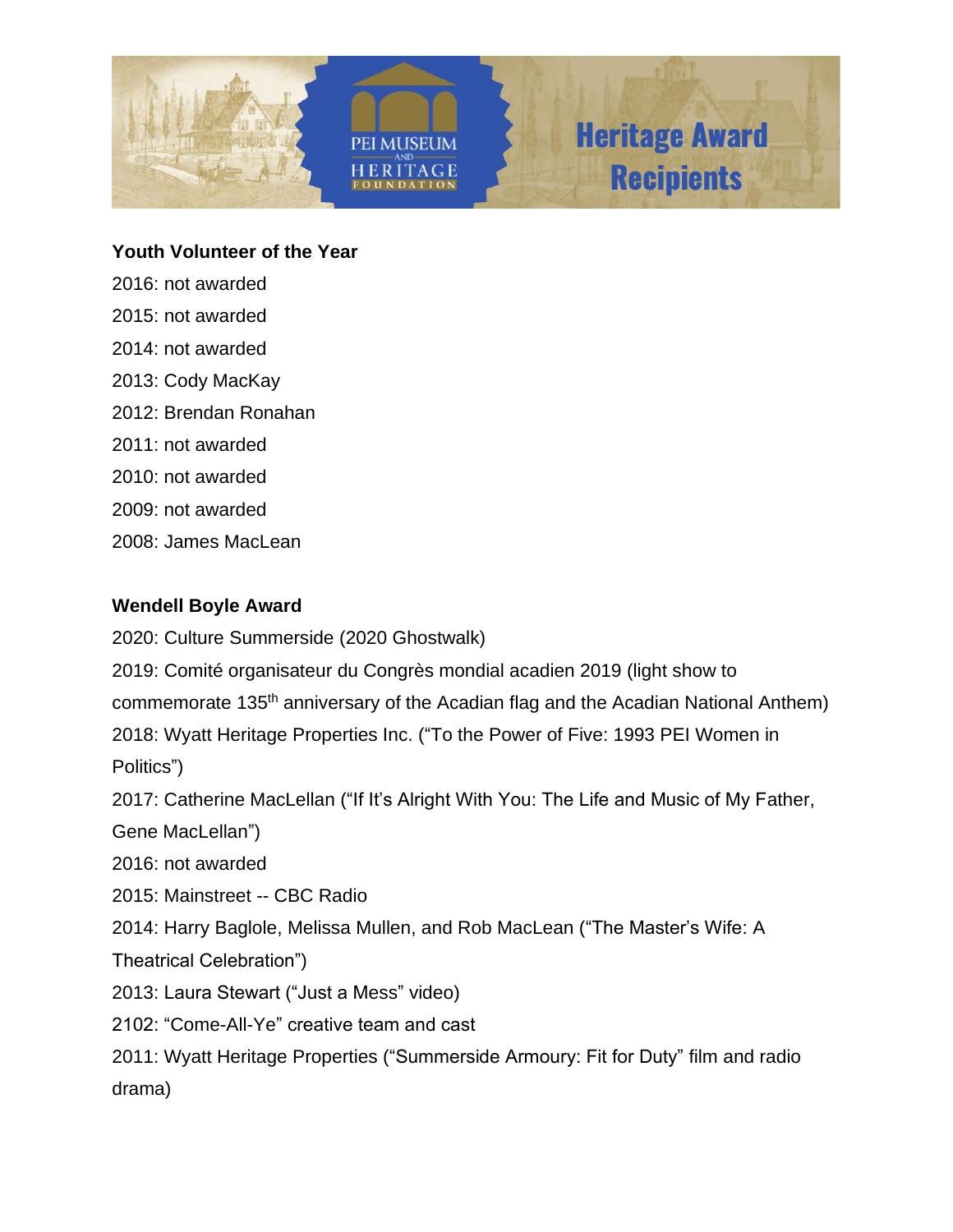**Youth Volunteer of the Year**

2016: not awarded

2015: not awarded

2014: not awarded

2013: Cody MacKay

2012: Brendan Ronahan

2011: not awarded

2010: not awarded

2009: not awarded

2008: James MacLean

**Wendell Boyle Award**

2020: Culture Summerside (2020 Ghostwalk)

2019: Comité organisateur du Congrès mondial acadien 2019 (light show to commemorate 135th anniversary of the Acadian flag and the Acadian National Anthem)

2018: Wyatt Heritage Properties Inc. ("To the Power of Five: 1993 PEI Women in Politics")

2017: Catherine MacLellan ("If It's Alright With You: The Life and Music of My Father, Gene MacLellan")

2016: not awarded

2015: Mainstreet -- CBC Radio

2014: Harry Baglole, Melissa Mullen, and Rob MacLean ("The Master's Wife: A Theatrical Celebration")

2013: Laura Stewart ("Just a Mess" video)

2102: "Come-All-Ye" creative team and cast

2011: Wyatt Heritage Properties ("Summerside Armoury: Fit for Duty" film and radio drama)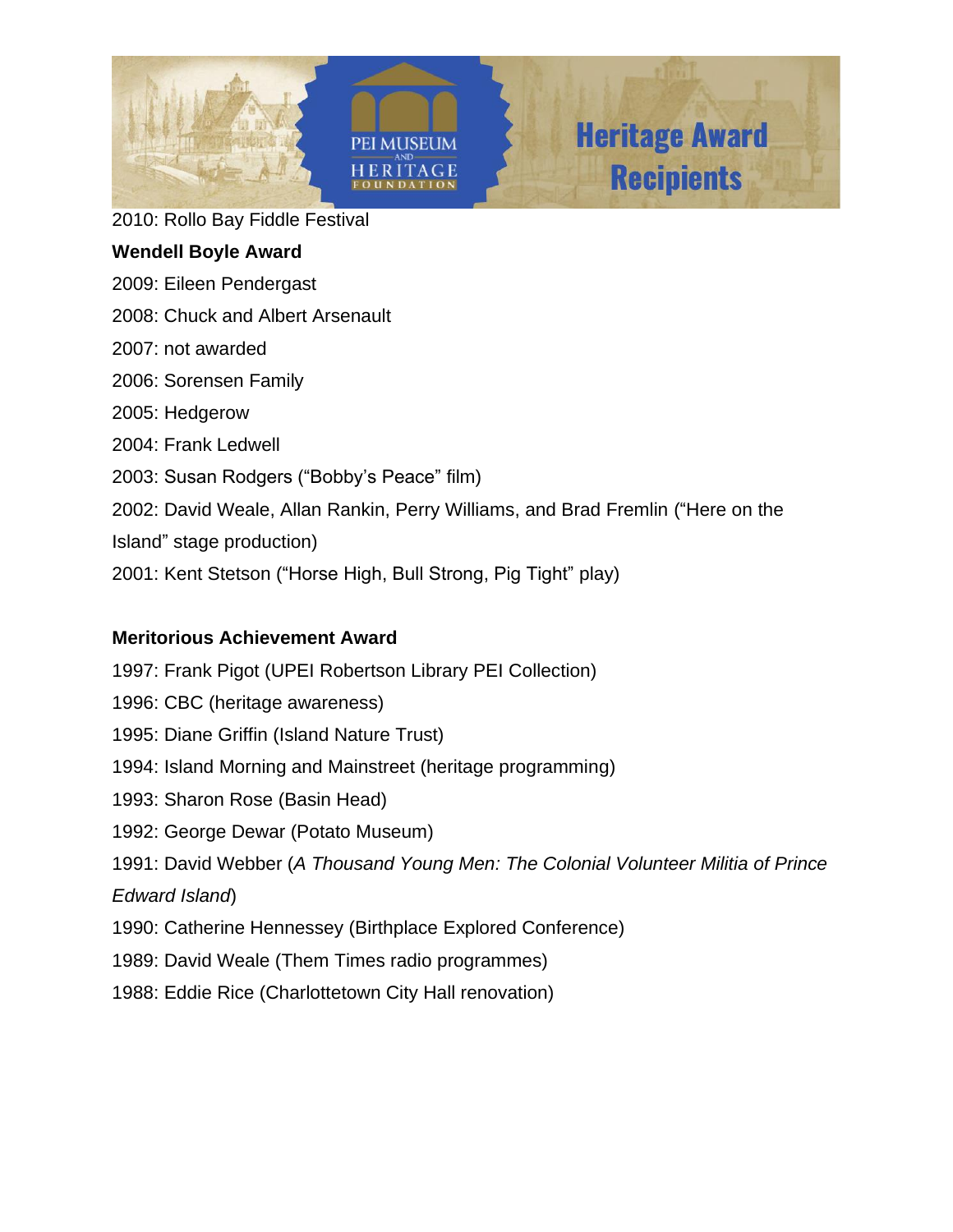2010: Rollo Bay Fiddle Festival

**Wendell Boyle Award**

2009: Eileen Pendergast

2008: Chuck and Albert Arsenault

2007: not awarded

2006: Sorensen Family

2005: Hedgerow

2004: Frank Ledwell

2003: Susan Rodgers (“Bobby’s Peace” film)

2002: David Weale, Allan Rankin, Perry Williams, and Brad Fremlin (“Here on the Island” stage production)

2001: Kent Stetson (“Horse High, Bull Strong, Pig Tight” play)

**Meritorious Achievement Award**

1997: Frank Pigot (UPEI Robertson Library PEI Collection)

1996: CBC (heritage awareness)

1995: Diane Griffin (Island Nature Trust)

1994: Island Morning and Mainstreet (heritage programming)

1993: Sharon Rose (Basin Head)

1992: George Dewar (Potato Museum)

1991: David Webber (*A Thousand Young Men: The Colonial Volunteer Militia of Prince Edward Island*)

1990: Catherine Hennessey (Birthplace Explored Conference)

1989: David Weale (Them Times radio programmes)

1988: Eddie Rice (Charlottetown City Hall renovation)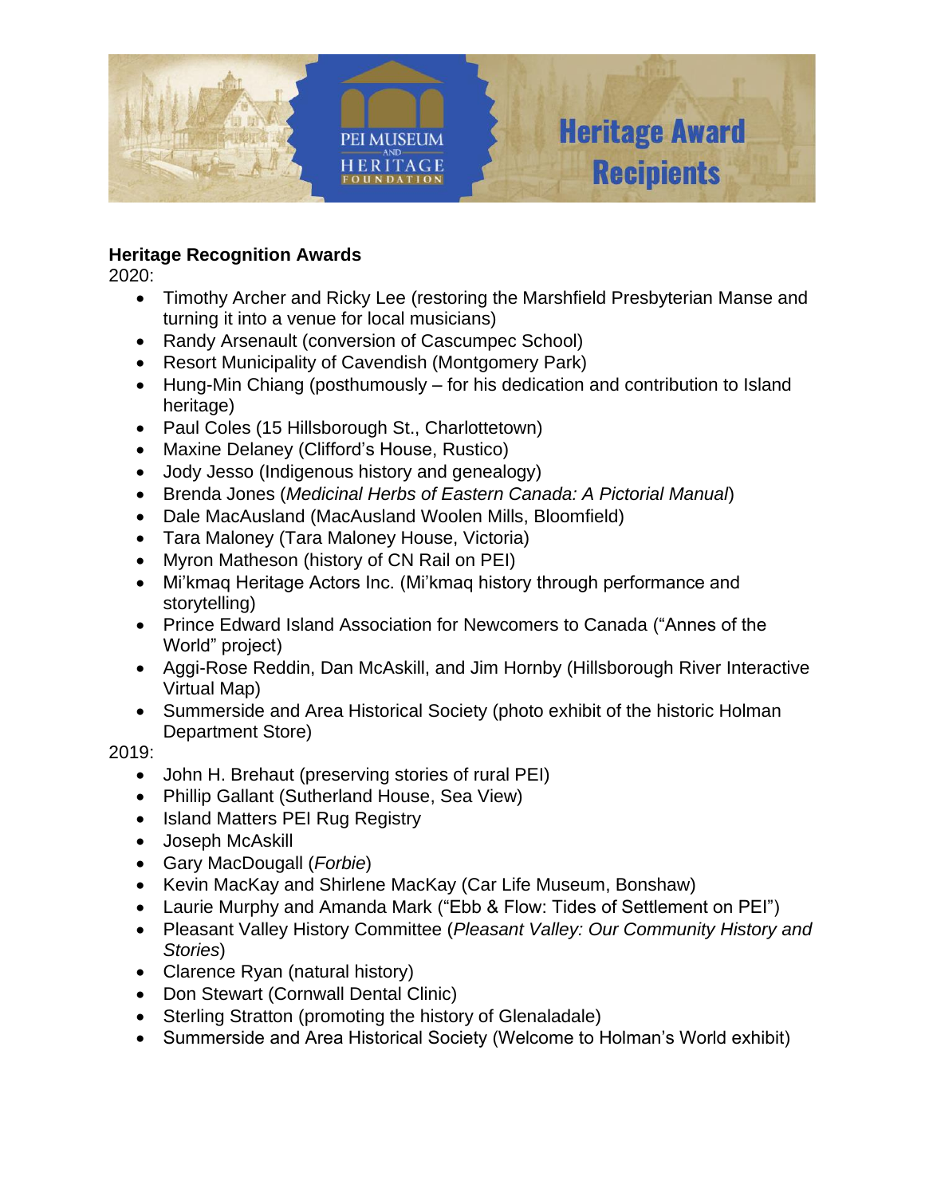**Heritage Recognition Awards**

2020:

- Timothy Archer and Ricky Lee (restoring the Marshfield Presbyterian Manse and turning it into a venue for local musicians)
- Randy Arsenault (conversion of Cascumpec School)
- Resort Municipality of Cavendish (Montgomery Park)
- Hung-Min Chiang (posthumously – for his dedication and contribution to Island heritage)
- Paul Coles (15 Hillsborough St., Charlottetown)
- Maxine Delaney (Clifford's House, Rustico)
- Jody Jesso (Indigenous history and genealogy)
- Brenda Jones (*Medicinal Herbs of Eastern Canada: A Pictorial Manual*)
- Dale MacAusland (MacAusland Woolen Mills, Bloomfield)
- Tara Maloney (Tara Maloney House, Victoria)
- Myron Matheson (history of CN Rail on PEI)
- Mi'kmaq Heritage Actors Inc. (Mi'kmaq history through performance and storytelling)
- Prince Edward Island Association for Newcomers to Canada ("Annes of the World" project)
- Aggi-Rose Reddin, Dan McAskill, and Jim Hornby (Hillsborough River Interactive Virtual Map)
- Summerside and Area Historical Society (photo exhibit of the historic Holman Department Store)

2019:

- John H. Brehaut (preserving stories of rural PEI)
- Phillip Gallant (Sutherland House, Sea View)
- Island Matters PEI Rug Registry
- Joseph McAskill
- Gary MacDougall (*Forbie*)
- Kevin MacKay and Shirlene MacKay (Car Life Museum, Bonshaw)
- Laurie Murphy and Amanda Mark ("Ebb & Flow: Tides of Settlement on PEI")
- Pleasant Valley History Committee (*Pleasant Valley: Our Community History and Stories*)
- Clarence Ryan (natural history)
- Don Stewart (Cornwall Dental Clinic)
- Sterling Stratton (promoting the history of Glenaladale)
- Summerside and Area Historical Society (Welcome to Holman's World exhibit)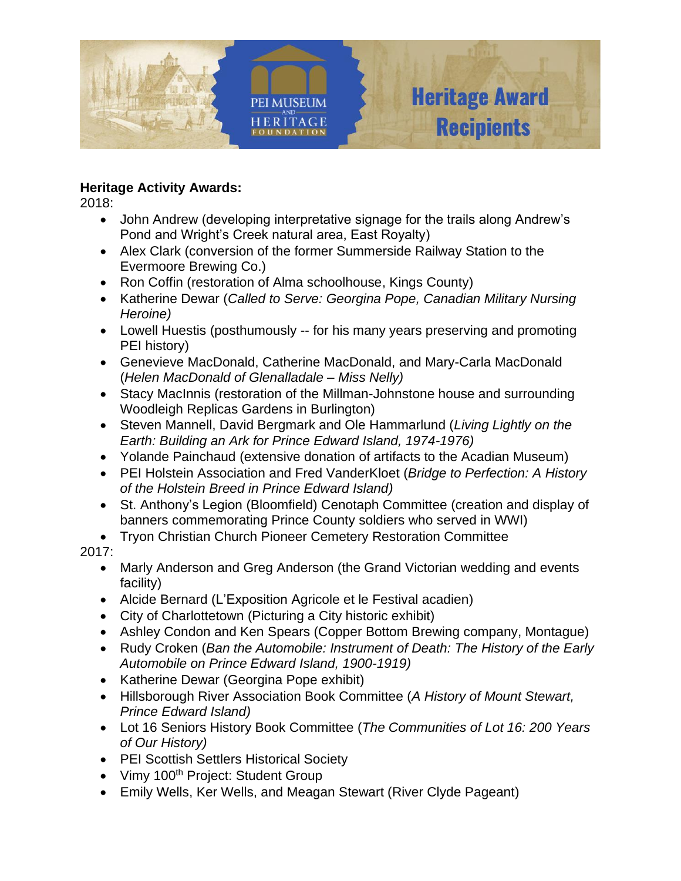**Heritage Activity Awards:**

2018:

- John Andrew (developing interpretative signage for the trails along Andrew's Pond and Wright's Creek natural area, East Royalty)
- Alex Clark (conversion of the former Summerside Railway Station to the Evermoore Brewing Co.)
- Ron Coffin (restoration of Alma schoolhouse, Kings County)
- Katherine Dewar (*Called to Serve: Georgina Pope, Canadian Military Nursing Heroine)*
- Lowell Huestis (posthumously -- for his many years preserving and promoting PEI history)
- Genevieve MacDonald, Catherine MacDonald, and Mary-Carla MacDonald (*Helen MacDonald of Glenalladale – Miss Nelly)*
- Stacy MacInnis (restoration of the Millman-Johnstone house and surrounding Woodleigh Replicas Gardens in Burlington)
- Steven Mannell, David Bergmark and Ole Hammarlund (*Living Lightly on the Earth: Building an Ark for Prince Edward Island, 1974-1976)*
- Yolande Painchaud (extensive donation of artifacts to the Acadian Museum)
- PEI Holstein Association and Fred VanderKloet (*Bridge to Perfection: A History of the Holstein Breed in Prince Edward Island)*
- St. Anthony's Legion (Bloomfield) Cenotaph Committee (creation and display of banners commemorating Prince County soldiers who served in WWI)
- Tryon Christian Church Pioneer Cemetery Restoration Committee

2017:

- Marly Anderson and Greg Anderson (the Grand Victorian wedding and events facility)
- Alcide Bernard (L'Exposition Agricole et le Festival acadien)
- City of Charlottetown (Picturing a City historic exhibit)
- Ashley Condon and Ken Spears (Copper Bottom Brewing company, Montague)
- Rudy Croken (*Ban the Automobile: Instrument of Death: The History of the Early Automobile on Prince Edward Island, 1900-1919)*
- Katherine Dewar (Georgina Pope exhibit)
- Hillsborough River Association Book Committee (*A History of Mount Stewart, Prince Edward Island)*
- Lot 16 Seniors History Book Committee (*The Communities of Lot 16: 200 Years of Our History)*
- PEI Scottish Settlers Historical Society
- Vimy 100th Project: Student Group
- Emily Wells, Ker Wells, and Meagan Stewart (River Clyde Pageant)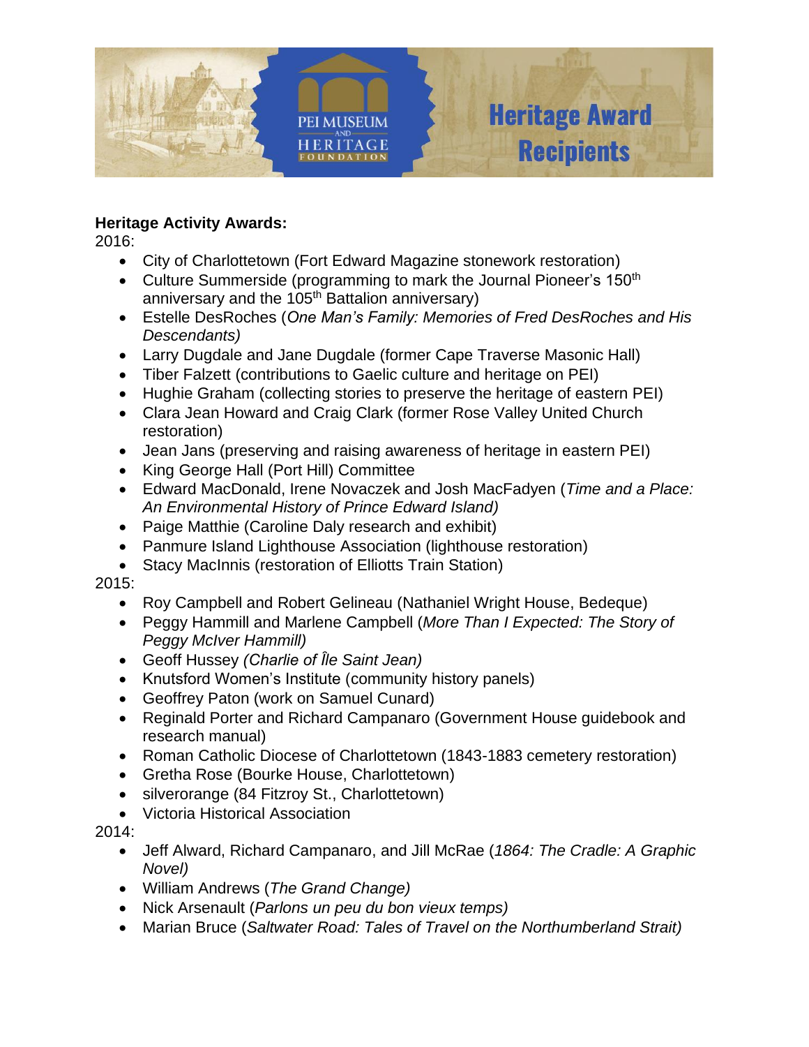# Heritage Award Recipients

PEI MUSEUM AND HERITAGE FOUNDATION

**Heritage Activity Awards:**

2016:

- City of Charlottetown (Fort Edward Magazine stonework restoration)
- Culture Summerside (programming to mark the Journal Pioneer's 150th anniversary and the 105th Battalion anniversary)
- Estelle DesRoches (*One Man's Family: Memories of Fred DesRoches and His Descendants)*
- Larry Dugdale and Jane Dugdale (former Cape Traverse Masonic Hall)
- Tiber Falzett (contributions to Gaelic culture and heritage on PEI)
- Hughie Graham (collecting stories to preserve the heritage of eastern PEI)
- Clara Jean Howard and Craig Clark (former Rose Valley United Church restoration)
- Jean Jans (preserving and raising awareness of heritage in eastern PEI)
- King George Hall (Port Hill) Committee
- Edward MacDonald, Irene Novaczek and Josh MacFadyen (*Time and a Place: An Environmental History of Prince Edward Island)*
- Paige Matthie (Caroline Daly research and exhibit)
- Panmure Island Lighthouse Association (lighthouse restoration)
- Stacy MacInnis (restoration of Elliotts Train Station)

2015:

- Roy Campbell and Robert Gelineau (Nathaniel Wright House, Bedeque)
- Peggy Hammill and Marlene Campbell (*More Than I Expected: The Story of Peggy McIver Hammill)*
- Geoff Hussey *(Charlie of Île Saint Jean)*
- Knutsford Women's Institute (community history panels)
- Geoffrey Paton (work on Samuel Cunard)
- Reginald Porter and Richard Campanaro (Government House guidebook and research manual)
- Roman Catholic Diocese of Charlottetown (1843-1883 cemetery restoration)
- Gretha Rose (Bourke House, Charlottetown)
- silverorange (84 Fitzroy St., Charlottetown)
- Victoria Historical Association

2014:

- Jeff Alward, Richard Campanaro, and Jill McRae (*1864: The Cradle: A Graphic Novel)*
- William Andrews (*The Grand Change)*
- Nick Arsenault (*Parlons un peu du bon vieux temps)*
- Marian Bruce (*Saltwater Road: Tales of Travel on the Northumberland Strait)*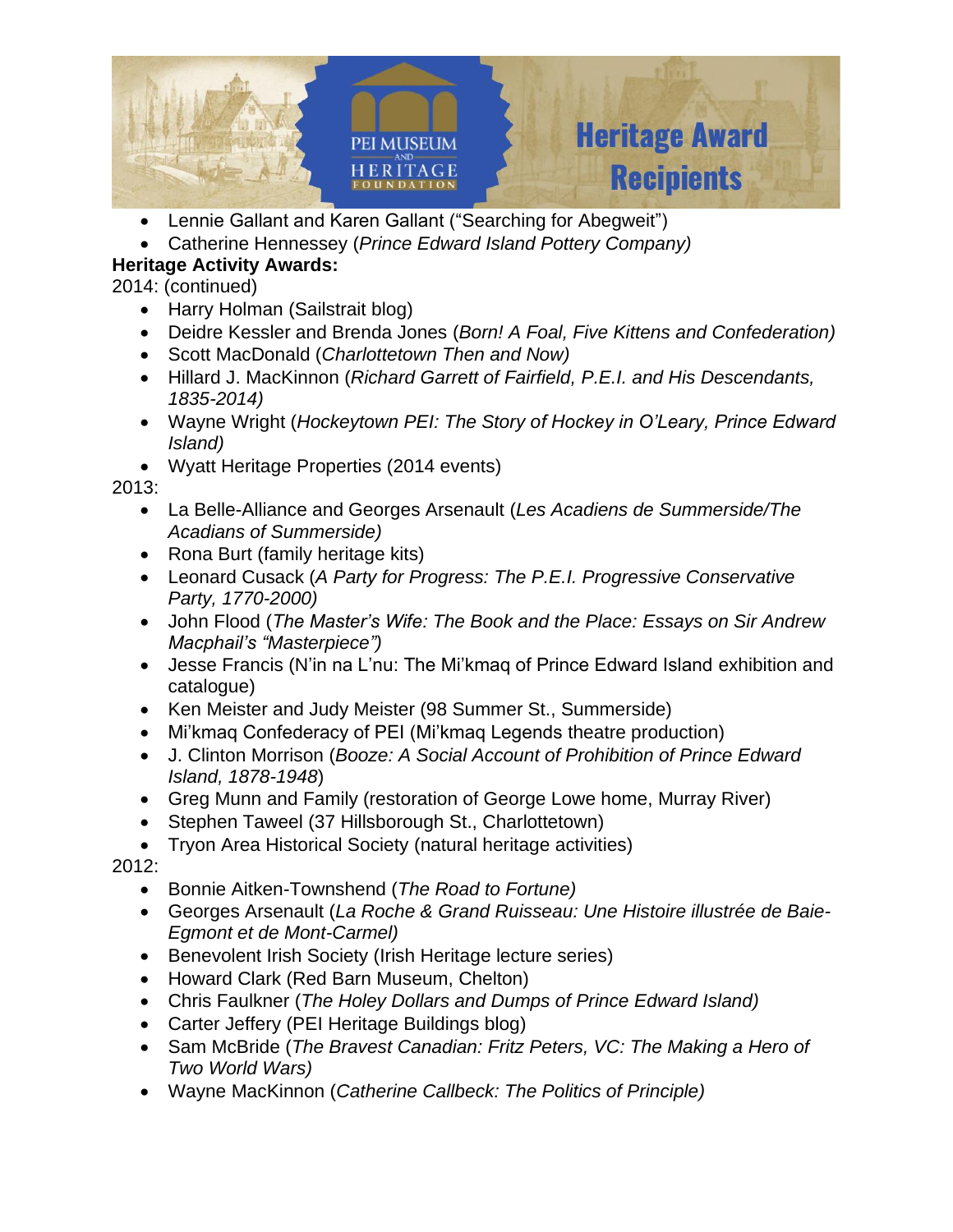- Lennie Gallant and Karen Gallant (“Searching for Abegweit”)
- Catherine Hennessey (*Prince Edward Island Pottery Company)*

**Heritage Activity Awards:**

2014: (continued)

- Harry Holman (Sailstrait blog)
- Deidre Kessler and Brenda Jones (*Born! A Foal, Five Kittens and Confederation)*
- Scott MacDonald (*Charlottetown Then and Now)*
- Hillard J. MacKinnon (*Richard Garrett of Fairfield, P.E.I. and His Descendants, 1835-2014)*
- Wayne Wright (*Hockeytown PEI: The Story of Hockey in O’Leary, Prince Edward Island)*
- Wyatt Heritage Properties (2014 events)

2013:

- La Belle-Alliance and Georges Arsenault (*Les Acadiens de Summerside/The Acadians of Summerside)*
- Rona Burt (family heritage kits)
- Leonard Cusack (*A Party for Progress: The P.E.I. Progressive Conservative Party, 1770-2000)*
- John Flood (*The Master’s Wife: The Book and the Place: Essays on Sir Andrew Macphail’s “Masterpiece”)*
- Jesse Francis (N’in na L’nu: The Mi’kmaq of Prince Edward Island exhibition and catalogue)
- Ken Meister and Judy Meister (98 Summer St., Summerside)
- Mi’kmaq Confederacy of PEI (Mi’kmaq Legends theatre production)
- J. Clinton Morrison (*Booze: A Social Account of Prohibition of Prince Edward Island, 1878-1948*)
- Greg Munn and Family (restoration of George Lowe home, Murray River)
- Stephen Taweel (37 Hillsborough St., Charlottetown)
- Tryon Area Historical Society (natural heritage activities)

2012:

- Bonnie Aitken-Townshend (*The Road to Fortune)*
- Georges Arsenault (*La Roche & Grand Ruisseau: Une Histoire illustrée de Baie-Egmont et de Mont-Carmel)*
- Benevolent Irish Society (Irish Heritage lecture series)
- Howard Clark (Red Barn Museum, Chelton)
- Chris Faulkner (*The Holey Dollars and Dumps of Prince Edward Island)*
- Carter Jeffery (PEI Heritage Buildings blog)
- Sam McBride (*The Bravest Canadian: Fritz Peters, VC: The Making a Hero of Two World Wars)*
- Wayne MacKinnon (*Catherine Callbeck: The Politics of Principle)*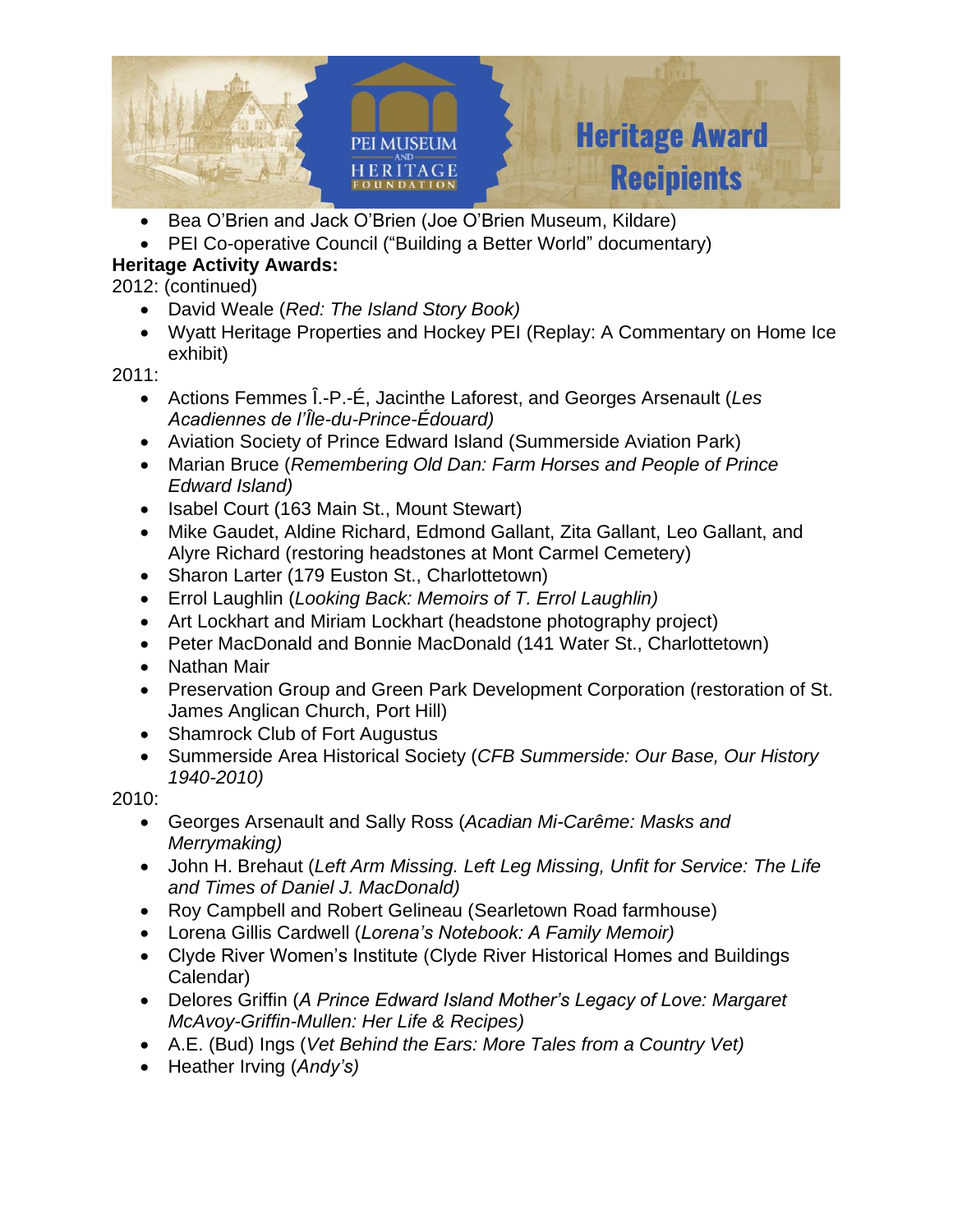- Bea O'Brien and Jack O'Brien (Joe O'Brien Museum, Kildare)
- PEI Co-operative Council ("Building a Better World" documentary)

**Heritage Activity Awards:**

2012: (continued)

- David Weale (*Red: The Island Story Book)*
- Wyatt Heritage Properties and Hockey PEI (Replay: A Commentary on Home Ice exhibit)

2011:

- Actions Femmes Î.-P.-É, Jacinthe Laforest, and Georges Arsenault (*Les Acadiennes de l'Île-du-Prince-Édouard)*
- Aviation Society of Prince Edward Island (Summerside Aviation Park)
- Marian Bruce (*Remembering Old Dan: Farm Horses and People of Prince Edward Island)*
- Isabel Court (163 Main St., Mount Stewart)
- Mike Gaudet, Aldine Richard, Edmond Gallant, Zita Gallant, Leo Gallant, and Alyre Richard (restoring headstones at Mont Carmel Cemetery)
- Sharon Larter (179 Euston St., Charlottetown)
- Errol Laughlin (*Looking Back: Memoirs of T. Errol Laughlin)*
- Art Lockhart and Miriam Lockhart (headstone photography project)
- Peter MacDonald and Bonnie MacDonald (141 Water St., Charlottetown)
- Nathan Mair
- Preservation Group and Green Park Development Corporation (restoration of St. James Anglican Church, Port Hill)
- Shamrock Club of Fort Augustus
- Summerside Area Historical Society (*CFB Summerside: Our Base, Our History 1940-2010)*

2010:

- Georges Arsenault and Sally Ross (*Acadian Mi-Carême: Masks and Merrymaking)*
- John H. Brehaut (*Left Arm Missing. Left Leg Missing, Unfit for Service: The Life and Times of Daniel J. MacDonald)*
- Roy Campbell and Robert Gelineau (Searletown Road farmhouse)
- Lorena Gillis Cardwell (*Lorena's Notebook: A Family Memoir)*
- Clyde River Women's Institute (Clyde River Historical Homes and Buildings Calendar)
- Delores Griffin (*A Prince Edward Island Mother's Legacy of Love: Margaret McAvoy-Griffin-Mullen: Her Life & Recipes)*
- A.E. (Bud) Ings (*Vet Behind the Ears: More Tales from a Country Vet)*
- Heather Irving (*Andy's)*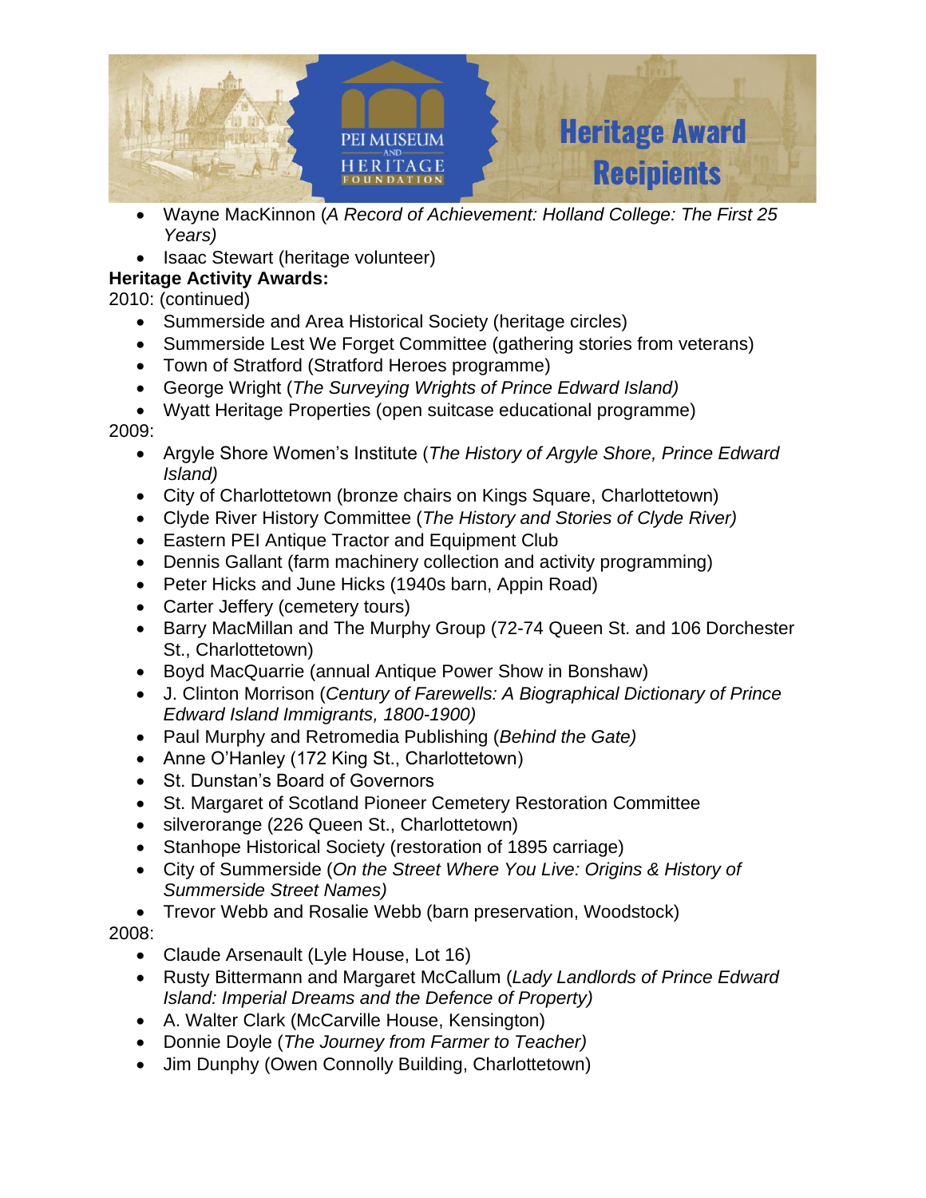- Wayne MacKinnon (*A Record of Achievement: Holland College: The First 25 Years)*
- Isaac Stewart (heritage volunteer)

**Heritage Activity Awards:**

2010: (continued)

- Summerside and Area Historical Society (heritage circles)
- Summerside Lest We Forget Committee (gathering stories from veterans)
- Town of Stratford (Stratford Heroes programme)
- George Wright (*The Surveying Wrights of Prince Edward Island)*
- Wyatt Heritage Properties (open suitcase educational programme)

2009:

- Argyle Shore Women's Institute (*The History of Argyle Shore, Prince Edward Island)*
- City of Charlottetown (bronze chairs on Kings Square, Charlottetown)
- Clyde River History Committee (*The History and Stories of Clyde River)*
- Eastern PEI Antique Tractor and Equipment Club
- Dennis Gallant (farm machinery collection and activity programming)
- Peter Hicks and June Hicks (1940s barn, Appin Road)
- Carter Jeffery (cemetery tours)
- Barry MacMillan and The Murphy Group (72-74 Queen St. and 106 Dorchester St., Charlottetown)
- Boyd MacQuarrie (annual Antique Power Show in Bonshaw)
- J. Clinton Morrison (*Century of Farewells: A Biographical Dictionary of Prince Edward Island Immigrants, 1800-1900)*
- Paul Murphy and Retromedia Publishing (*Behind the Gate)*
- Anne O'Hanley (172 King St., Charlottetown)
- St. Dunstan's Board of Governors
- St. Margaret of Scotland Pioneer Cemetery Restoration Committee
- silverorange (226 Queen St., Charlottetown)
- Stanhope Historical Society (restoration of 1895 carriage)
- City of Summerside (*On the Street Where You Live: Origins & History of Summerside Street Names)*
- Trevor Webb and Rosalie Webb (barn preservation, Woodstock)

2008:

- Claude Arsenault (Lyle House, Lot 16)
- Rusty Bittermann and Margaret McCallum (*Lady Landlords of Prince Edward Island: Imperial Dreams and the Defence of Property)*
- A. Walter Clark (McCarville House, Kensington)
- Donnie Doyle (*The Journey from Farmer to Teacher)*
- Jim Dunphy (Owen Connolly Building, Charlottetown)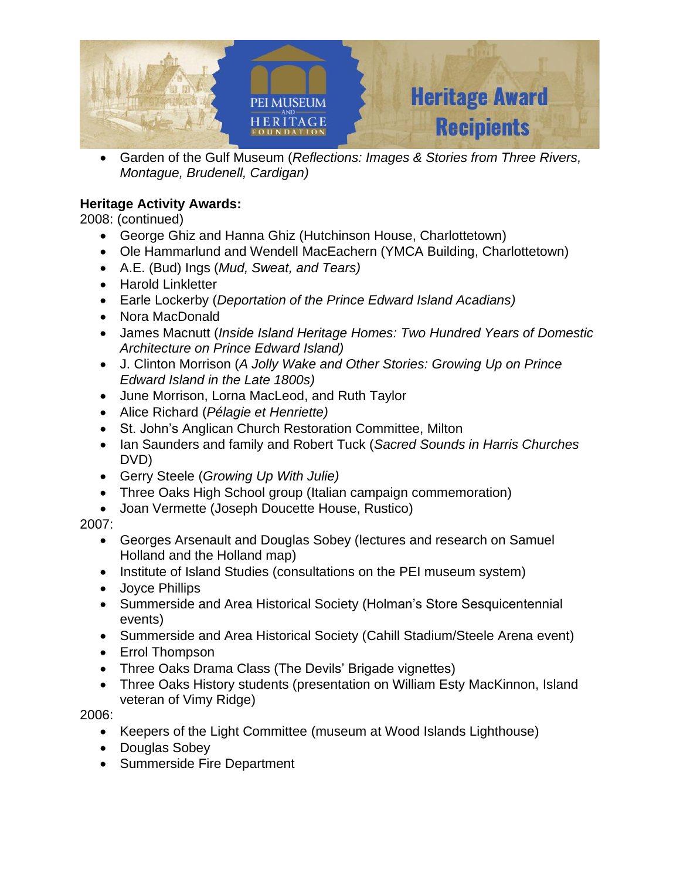- Garden of the Gulf Museum (*Reflections: Images & Stories from Three Rivers, Montague, Brudenell, Cardigan)*

**Heritage Activity Awards:**

2008: (continued)

- George Ghiz and Hanna Ghiz (Hutchinson House, Charlottetown)
- Ole Hammarlund and Wendell MacEachern (YMCA Building, Charlottetown)
- A.E. (Bud) Ings (*Mud, Sweat, and Tears)*
- Harold Linkletter
- Earle Lockerby (*Deportation of the Prince Edward Island Acadians)*
- Nora MacDonald
- James Macnutt (*Inside Island Heritage Homes: Two Hundred Years of Domestic Architecture on Prince Edward Island)*
- J. Clinton Morrison (*A Jolly Wake and Other Stories: Growing Up on Prince Edward Island in the Late 1800s)*
- June Morrison, Lorna MacLeod, and Ruth Taylor
- Alice Richard (*Pélagie et Henriette)*
- St. John's Anglican Church Restoration Committee, Milton
- Ian Saunders and family and Robert Tuck (*Sacred Sounds in Harris Churches* DVD)
- Gerry Steele (*Growing Up With Julie)*
- Three Oaks High School group (Italian campaign commemoration)
- Joan Vermette (Joseph Doucette House, Rustico)

2007:

- Georges Arsenault and Douglas Sobey (lectures and research on Samuel Holland and the Holland map)
- Institute of Island Studies (consultations on the PEI museum system)
- Joyce Phillips
- Summerside and Area Historical Society (Holman's Store Sesquicentennial events)
- Summerside and Area Historical Society (Cahill Stadium/Steele Arena event)
- Errol Thompson
- Three Oaks Drama Class (The Devils' Brigade vignettes)
- Three Oaks History students (presentation on William Esty MacKinnon, Island veteran of Vimy Ridge)

2006:

- Keepers of the Light Committee (museum at Wood Islands Lighthouse)
- Douglas Sobey
- Summerside Fire Department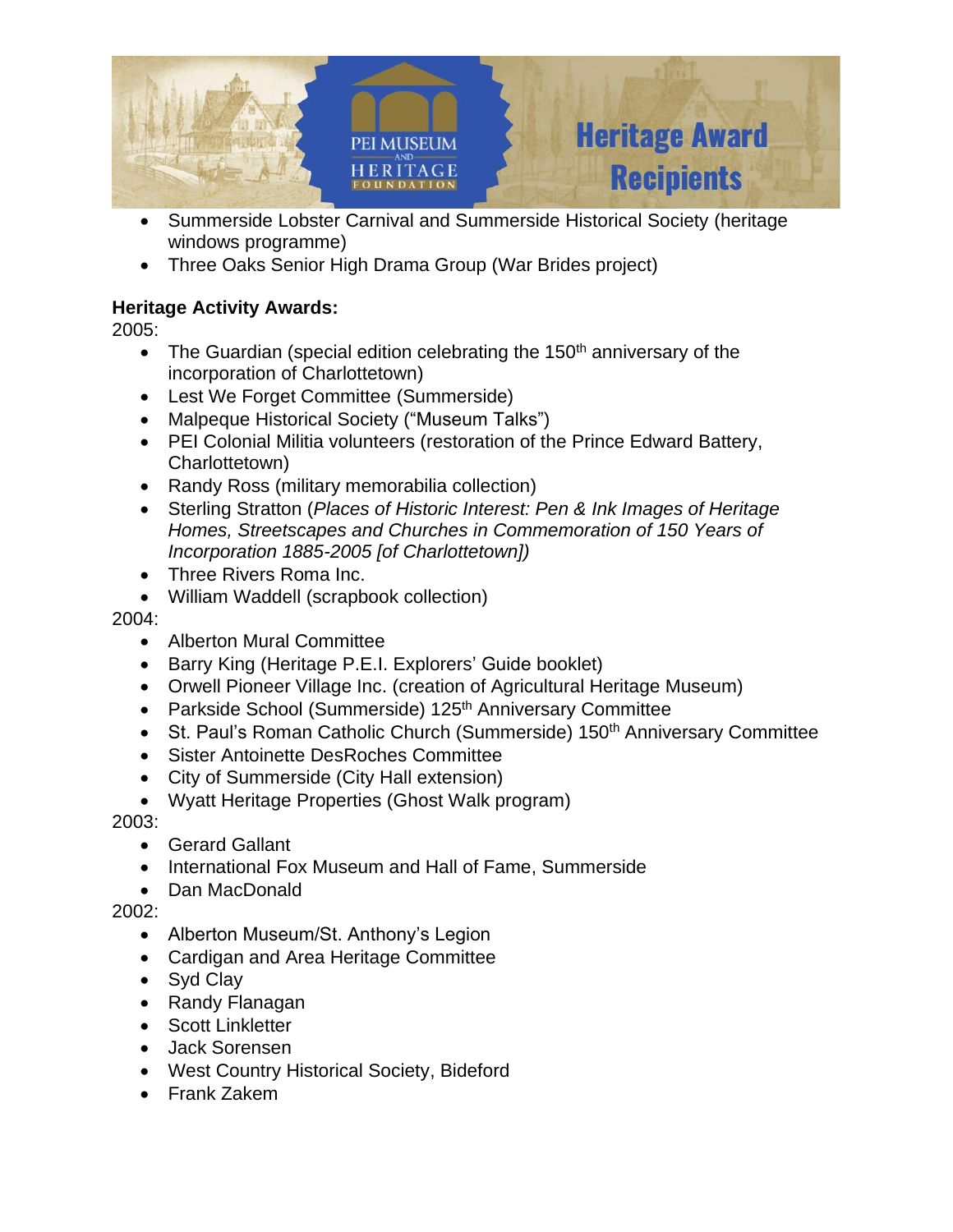- Summerside Lobster Carnival and Summerside Historical Society (heritage windows programme)
- Three Oaks Senior High Drama Group (War Brides project)

**Heritage Activity Awards:**

2005:

- The Guardian (special edition celebrating the 150th anniversary of the incorporation of Charlottetown)
- Lest We Forget Committee (Summerside)
- Malpeque Historical Society ("Museum Talks")
- PEI Colonial Militia volunteers (restoration of the Prince Edward Battery, Charlottetown)
- Randy Ross (military memorabilia collection)
- Sterling Stratton (*Places of Historic Interest: Pen & Ink Images of Heritage Homes, Streetscapes and Churches in Commemoration of 150 Years of Incorporation 1885-2005 [of Charlottetown]*)
- Three Rivers Roma Inc.
- William Waddell (scrapbook collection)

2004:

- Alberton Mural Committee
- Barry King (Heritage P.E.I. Explorers' Guide booklet)
- Orwell Pioneer Village Inc. (creation of Agricultural Heritage Museum)
- Parkside School (Summerside) 125th Anniversary Committee
- St. Paul's Roman Catholic Church (Summerside) 150th Anniversary Committee
- Sister Antoinette DesRoches Committee
- City of Summerside (City Hall extension)
- Wyatt Heritage Properties (Ghost Walk program)

2003:

- Gerard Gallant
- International Fox Museum and Hall of Fame, Summerside
- Dan MacDonald

2002:

- Alberton Museum/St. Anthony's Legion
- Cardigan and Area Heritage Committee
- Syd Clay
- Randy Flanagan
- Scott Linkletter
- Jack Sorensen
- West Country Historical Society, Bideford
- Frank Zakem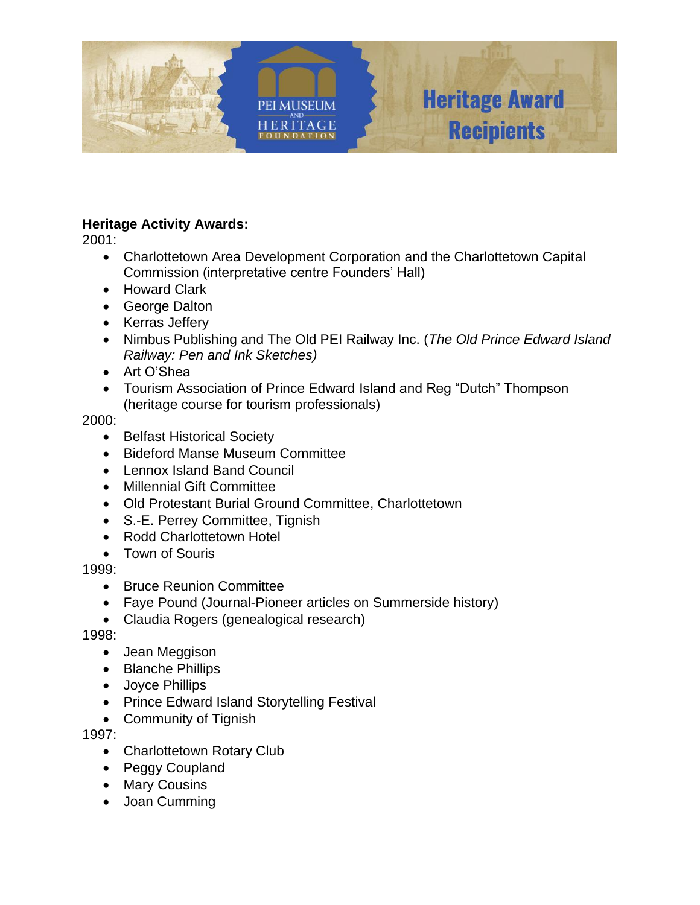**Heritage Activity Awards:**

2001:

- Charlottetown Area Development Corporation and the Charlottetown Capital Commission (interpretative centre Founders' Hall)
- Howard Clark
- George Dalton
- Kerras Jeffery
- Nimbus Publishing and The Old PEI Railway Inc. (*The Old Prince Edward Island Railway: Pen and Ink Sketches)*
- Art O'Shea
- Tourism Association of Prince Edward Island and Reg "Dutch" Thompson (heritage course for tourism professionals)

2000:

- Belfast Historical Society
- Bideford Manse Museum Committee
- Lennox Island Band Council
- Millennial Gift Committee
- Old Protestant Burial Ground Committee, Charlottetown
- S.-E. Perrey Committee, Tignish
- Rodd Charlottetown Hotel
- Town of Souris

1999:

- Bruce Reunion Committee
- Faye Pound (Journal-Pioneer articles on Summerside history)
- Claudia Rogers (genealogical research)

1998:

- Jean Meggison
- Blanche Phillips
- Joyce Phillips
- Prince Edward Island Storytelling Festival
- Community of Tignish

1997:

- Charlottetown Rotary Club
- Peggy Coupland
- Mary Cousins
- Joan Cumming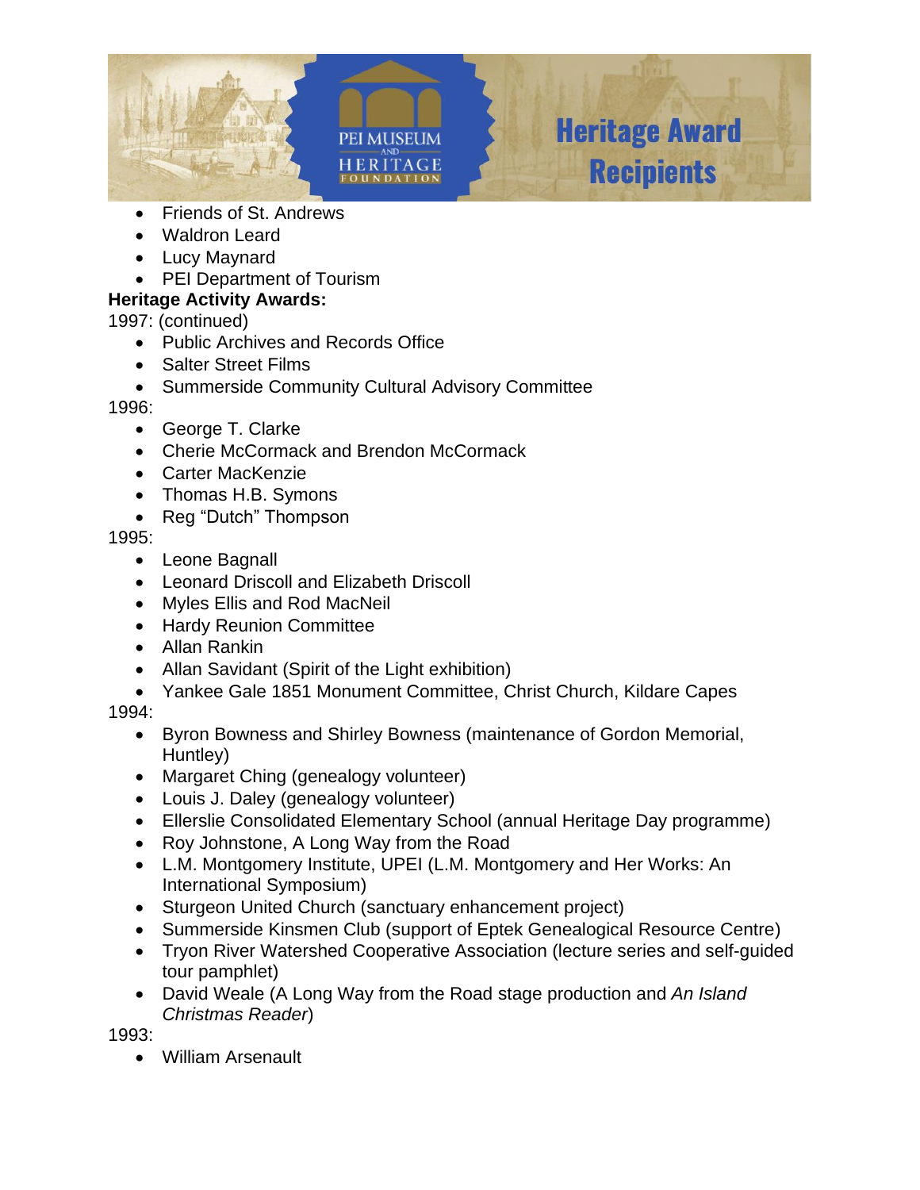- Friends of St. Andrews
- Waldron Leard
- Lucy Maynard
- PEI Department of Tourism

**Heritage Activity Awards:**

1997: (continued)

- Public Archives and Records Office
- Salter Street Films
- Summerside Community Cultural Advisory Committee

1996:

- George T. Clarke
- Cherie McCormack and Brendon McCormack
- Carter MacKenzie
- Thomas H.B. Symons
- Reg “Dutch” Thompson

1995:

- Leone Bagnall
- Leonard Driscoll and Elizabeth Driscoll
- Myles Ellis and Rod MacNeil
- Hardy Reunion Committee
- Allan Rankin
- Allan Savidant (Spirit of the Light exhibition)
- Yankee Gale 1851 Monument Committee, Christ Church, Kildare Capes

1994:

- Byron Bowness and Shirley Bowness (maintenance of Gordon Memorial, Huntley)
- Margaret Ching (genealogy volunteer)
- Louis J. Daley (genealogy volunteer)
- Ellerslie Consolidated Elementary School (annual Heritage Day programme)
- Roy Johnstone, A Long Way from the Road
- L.M. Montgomery Institute, UPEI (L.M. Montgomery and Her Works: An International Symposium)
- Sturgeon United Church (sanctuary enhancement project)
- Summerside Kinsmen Club (support of Eptek Genealogical Resource Centre)
- Tryon River Watershed Cooperative Association (lecture series and self-guided tour pamphlet)
- David Weale (A Long Way from the Road stage production and *An Island Christmas Reader*)

1993:

- William Arsenault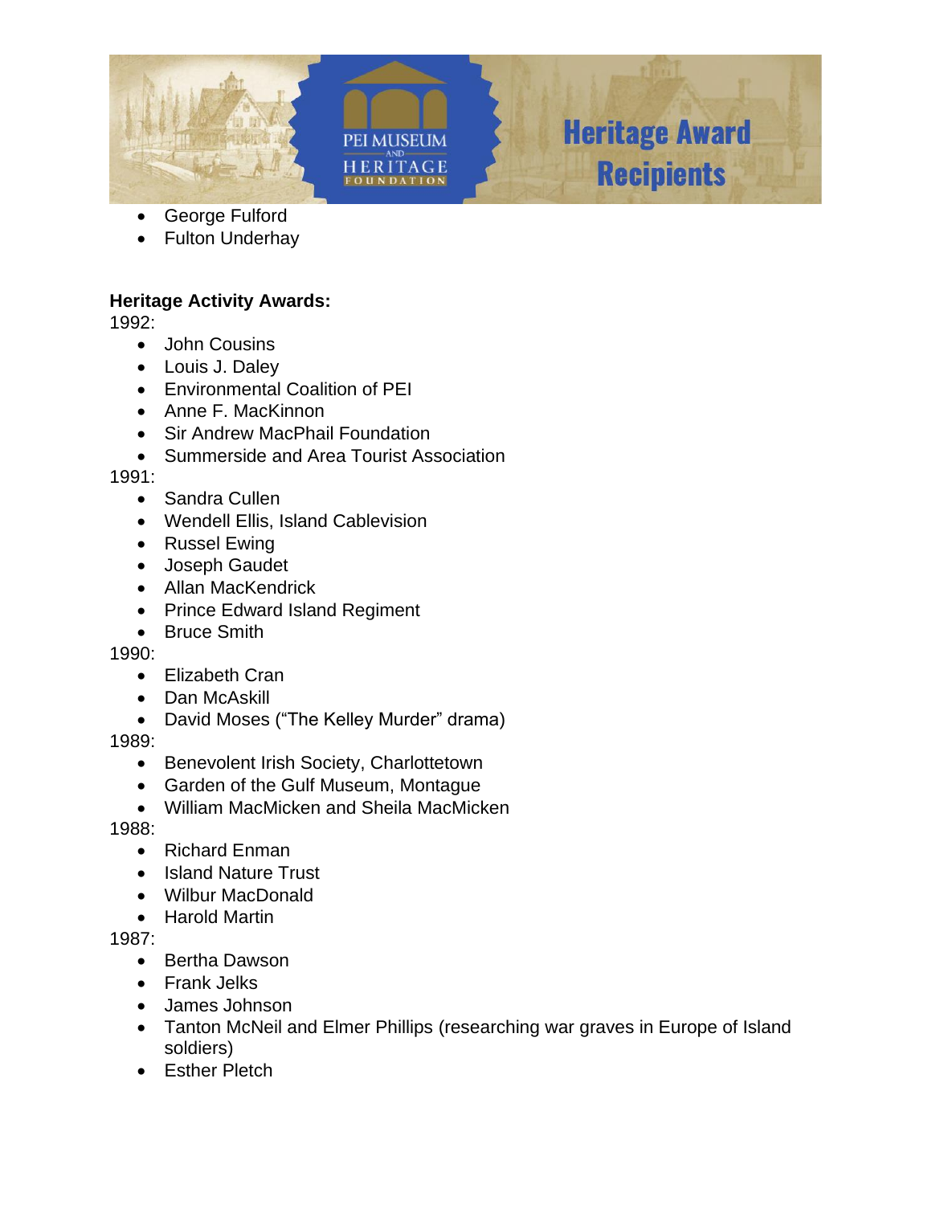- George Fulford
- Fulton Underhay

**Heritage Activity Awards:**

1992:

- John Cousins
- Louis J. Daley
- Environmental Coalition of PEI
- Anne F. MacKinnon
- Sir Andrew MacPhail Foundation
- Summerside and Area Tourist Association

1991:

- Sandra Cullen
- Wendell Ellis, Island Cablevision
- Russel Ewing
- Joseph Gaudet
- Allan MacKendrick
- Prince Edward Island Regiment
- Bruce Smith

1990:

- Elizabeth Cran
- Dan McAskill
- David Moses ("The Kelley Murder" drama)

1989:

- Benevolent Irish Society, Charlottetown
- Garden of the Gulf Museum, Montague
- William MacMicken and Sheila MacMicken

1988:

- Richard Enman
- Island Nature Trust
- Wilbur MacDonald
- Harold Martin

1987:

- Bertha Dawson
- Frank Jelks
- James Johnson
- Tanton McNeil and Elmer Phillips (researching war graves in Europe of Island soldiers)
- Esther Pletch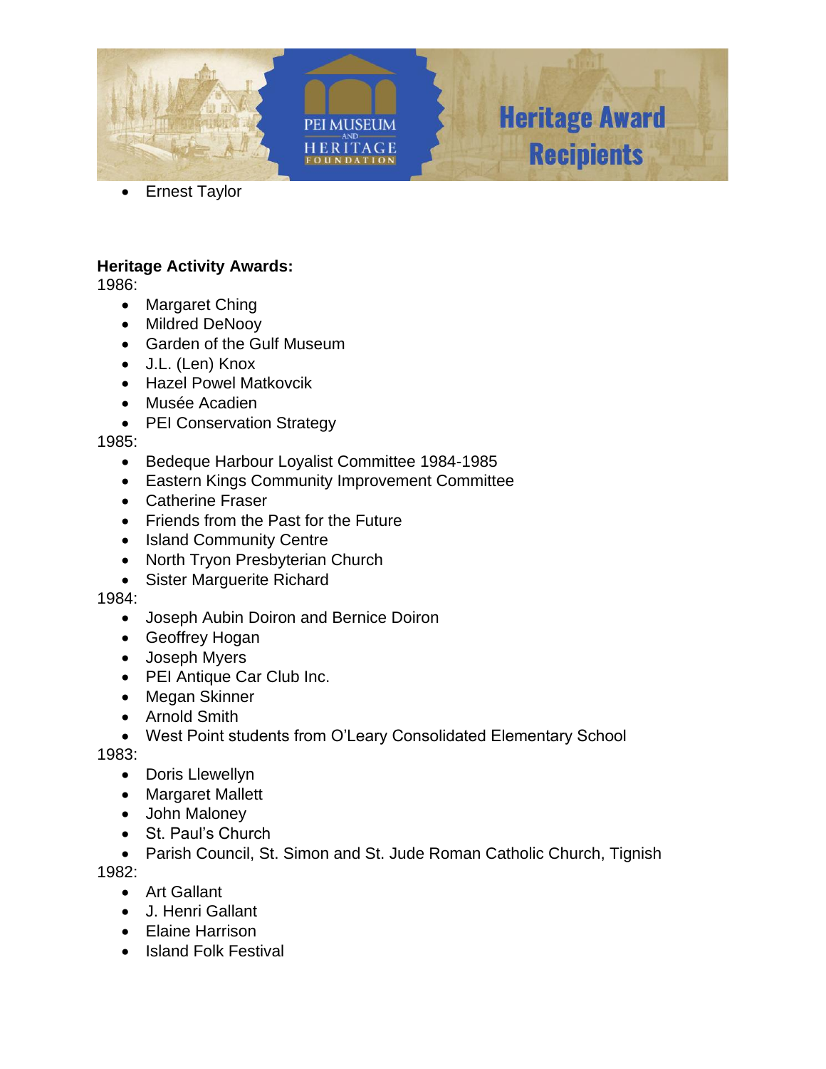- Ernest Taylor

**Heritage Activity Awards:**

1986:

- Margaret Ching
- Mildred DeNooy
- Garden of the Gulf Museum
- J.L. (Len) Knox
- Hazel Powel Matkovcik
- Musée Acadien
- PEI Conservation Strategy

1985:

- Bedeque Harbour Loyalist Committee 1984-1985
- Eastern Kings Community Improvement Committee
- Catherine Fraser
- Friends from the Past for the Future
- Island Community Centre
- North Tryon Presbyterian Church
- Sister Marguerite Richard

1984:

- Joseph Aubin Doiron and Bernice Doiron
- Geoffrey Hogan
- Joseph Myers
- PEI Antique Car Club Inc.
- Megan Skinner
- Arnold Smith
- West Point students from O'Leary Consolidated Elementary School

1983:

- Doris Llewellyn
- Margaret Mallett
- John Maloney
- St. Paul's Church
- Parish Council, St. Simon and St. Jude Roman Catholic Church, Tignish

1982:

- Art Gallant
- J. Henri Gallant
- Elaine Harrison
- Island Folk Festival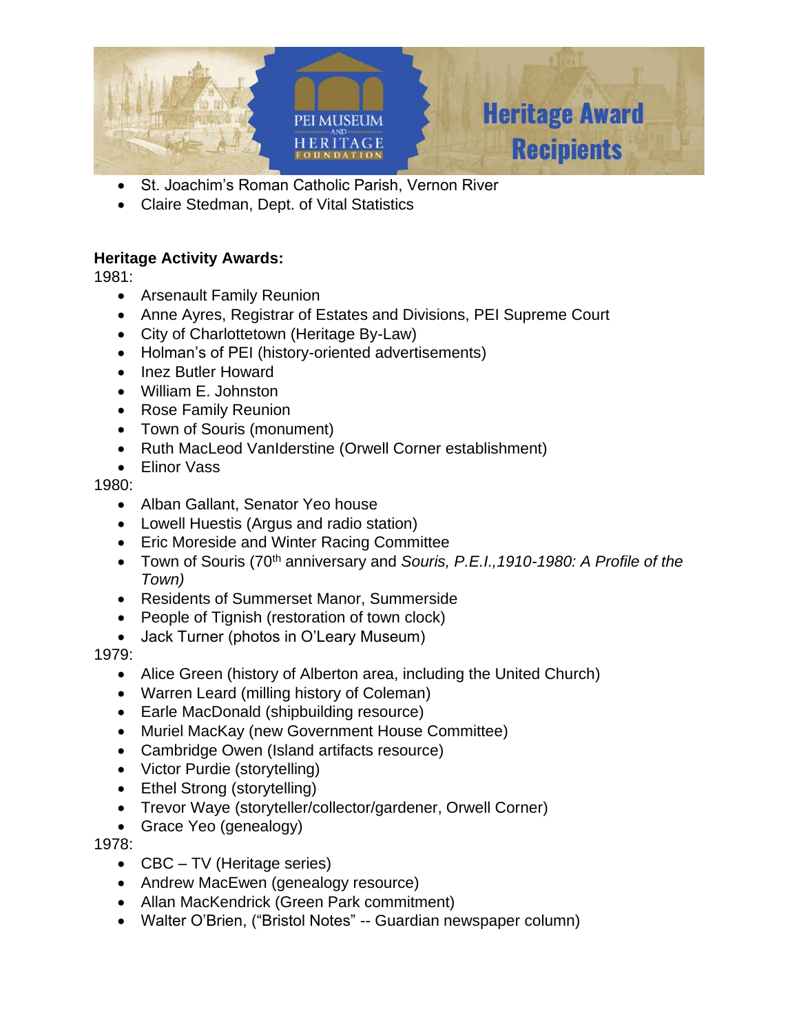- St. Joachim's Roman Catholic Parish, Vernon River
- Claire Stedman, Dept. of Vital Statistics

**Heritage Activity Awards:**

1981:

- Arsenault Family Reunion
- Anne Ayres, Registrar of Estates and Divisions, PEI Supreme Court
- City of Charlottetown (Heritage By-Law)
- Holman's of PEI (history-oriented advertisements)
- Inez Butler Howard
- William E. Johnston
- Rose Family Reunion
- Town of Souris (monument)
- Ruth MacLeod VanIderstine (Orwell Corner establishment)
- Elinor Vass

1980:

- Alban Gallant, Senator Yeo house
- Lowell Huestis (Argus and radio station)
- Eric Moreside and Winter Racing Committee
- Town of Souris (70th anniversary and *Souris, P.E.I.,1910-1980: A Profile of the Town)*
- Residents of Summerset Manor, Summerside
- People of Tignish (restoration of town clock)
- Jack Turner (photos in O'Leary Museum)

1979:

- Alice Green (history of Alberton area, including the United Church)
- Warren Leard (milling history of Coleman)
- Earle MacDonald (shipbuilding resource)
- Muriel MacKay (new Government House Committee)
- Cambridge Owen (Island artifacts resource)
- Victor Purdie (storytelling)
- Ethel Strong (storytelling)
- Trevor Waye (storyteller/collector/gardener, Orwell Corner)
- Grace Yeo (genealogy)

1978:

- CBC – TV (Heritage series)
- Andrew MacEwen (genealogy resource)
- Allan MacKendrick (Green Park commitment)
- Walter O'Brien, ("Bristol Notes" -- Guardian newspaper column)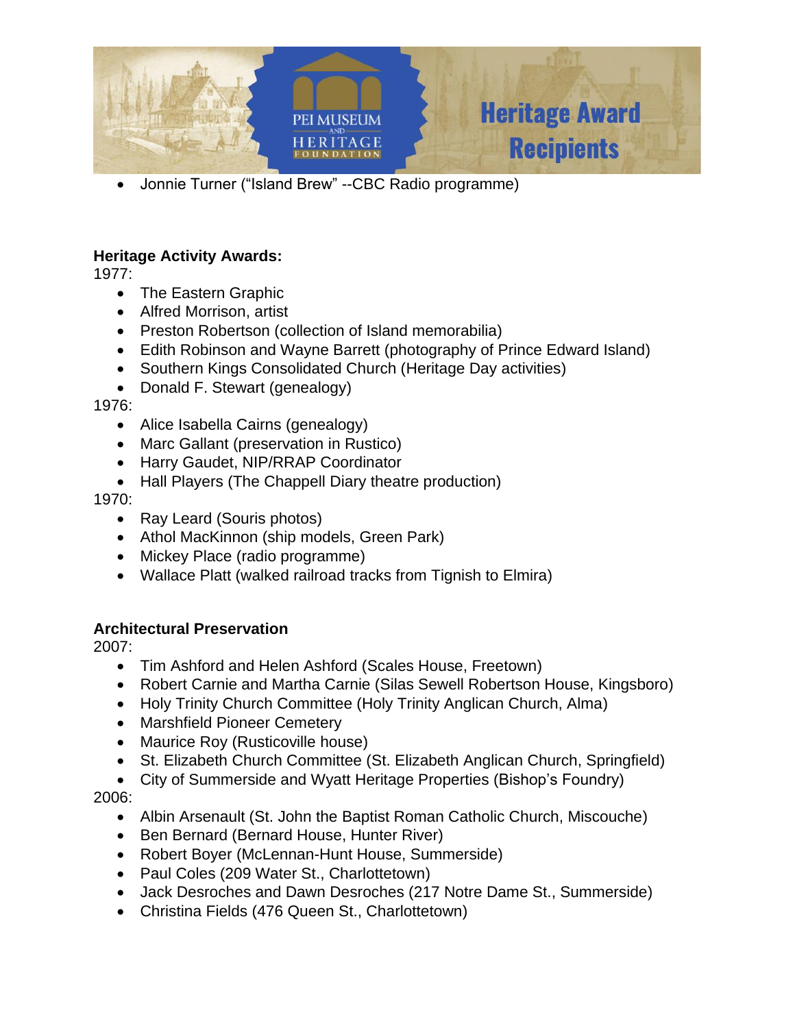- Jonnie Turner (“Island Brew” --CBC Radio programme)

**Heritage Activity Awards:**

1977:

- The Eastern Graphic
- Alfred Morrison, artist
- Preston Robertson (collection of Island memorabilia)
- Edith Robinson and Wayne Barrett (photography of Prince Edward Island)
- Southern Kings Consolidated Church (Heritage Day activities)
- Donald F. Stewart (genealogy)

1976:

- Alice Isabella Cairns (genealogy)
- Marc Gallant (preservation in Rustico)
- Harry Gaudet, NIP/RRAP Coordinator
- Hall Players (The Chappell Diary theatre production)

1970:

- Ray Leard (Souris photos)
- Athol MacKinnon (ship models, Green Park)
- Mickey Place (radio programme)
- Wallace Platt (walked railroad tracks from Tignish to Elmira)

**Architectural Preservation**

2007:

- Tim Ashford and Helen Ashford (Scales House, Freetown)
- Robert Carnie and Martha Carnie (Silas Sewell Robertson House, Kingsboro)
- Holy Trinity Church Committee (Holy Trinity Anglican Church, Alma)
- Marshfield Pioneer Cemetery
- Maurice Roy (Rusticoville house)
- St. Elizabeth Church Committee (St. Elizabeth Anglican Church, Springfield)
- City of Summerside and Wyatt Heritage Properties (Bishop’s Foundry)

2006:

- Albin Arsenault (St. John the Baptist Roman Catholic Church, Miscouche)
- Ben Bernard (Bernard House, Hunter River)
- Robert Boyer (McLennan-Hunt House, Summerside)
- Paul Coles (209 Water St., Charlottetown)
- Jack Desroches and Dawn Desroches (217 Notre Dame St., Summerside)
- Christina Fields (476 Queen St., Charlottetown)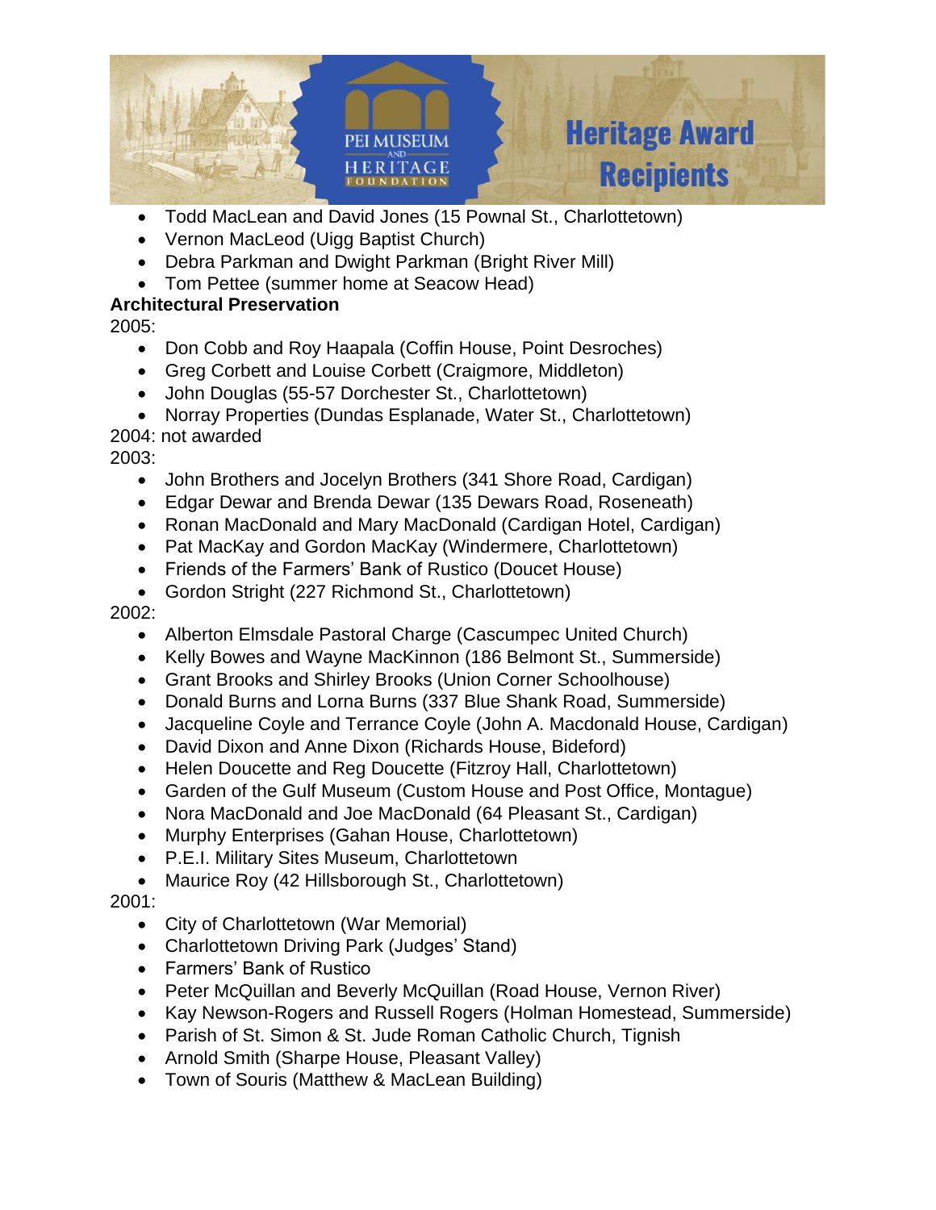- Todd MacLean and David Jones (15 Pownal St., Charlottetown)
- Vernon MacLeod (Uigg Baptist Church)
- Debra Parkman and Dwight Parkman (Bright River Mill)
- Tom Pettee (summer home at Seacow Head)

**Architectural Preservation**

2005:

- Don Cobb and Roy Haapala (Coffin House, Point Desroches)
- Greg Corbett and Louise Corbett (Craigmore, Middleton)
- John Douglas (55-57 Dorchester St., Charlottetown)
- Norray Properties (Dundas Esplanade, Water St., Charlottetown)

2004: not awarded

2003:

- John Brothers and Jocelyn Brothers (341 Shore Road, Cardigan)
- Edgar Dewar and Brenda Dewar (135 Dewars Road, Roseneath)
- Ronan MacDonald and Mary MacDonald (Cardigan Hotel, Cardigan)
- Pat MacKay and Gordon MacKay (Windermere, Charlottetown)
- Friends of the Farmers' Bank of Rustico (Doucet House)
- Gordon Stright (227 Richmond St., Charlottetown)

2002:

- Alberton Elmsdale Pastoral Charge (Cascumpec United Church)
- Kelly Bowes and Wayne MacKinnon (186 Belmont St., Summerside)
- Grant Brooks and Shirley Brooks (Union Corner Schoolhouse)
- Donald Burns and Lorna Burns (337 Blue Shank Road, Summerside)
- Jacqueline Coyle and Terrance Coyle (John A. Macdonald House, Cardigan)
- David Dixon and Anne Dixon (Richards House, Bideford)
- Helen Doucette and Reg Doucette (Fitzroy Hall, Charlottetown)
- Garden of the Gulf Museum (Custom House and Post Office, Montague)
- Nora MacDonald and Joe MacDonald (64 Pleasant St., Cardigan)
- Murphy Enterprises (Gahan House, Charlottetown)
- P.E.I. Military Sites Museum, Charlottetown
- Maurice Roy (42 Hillsborough St., Charlottetown)

2001:

- City of Charlottetown (War Memorial)
- Charlottetown Driving Park (Judges' Stand)
- Farmers' Bank of Rustico
- Peter McQuillan and Beverly McQuillan (Road House, Vernon River)
- Kay Newson-Rogers and Russell Rogers (Holman Homestead, Summerside)
- Parish of St. Simon & St. Jude Roman Catholic Church, Tignish
- Arnold Smith (Sharpe House, Pleasant Valley)
- Town of Souris (Matthew & MacLean Building)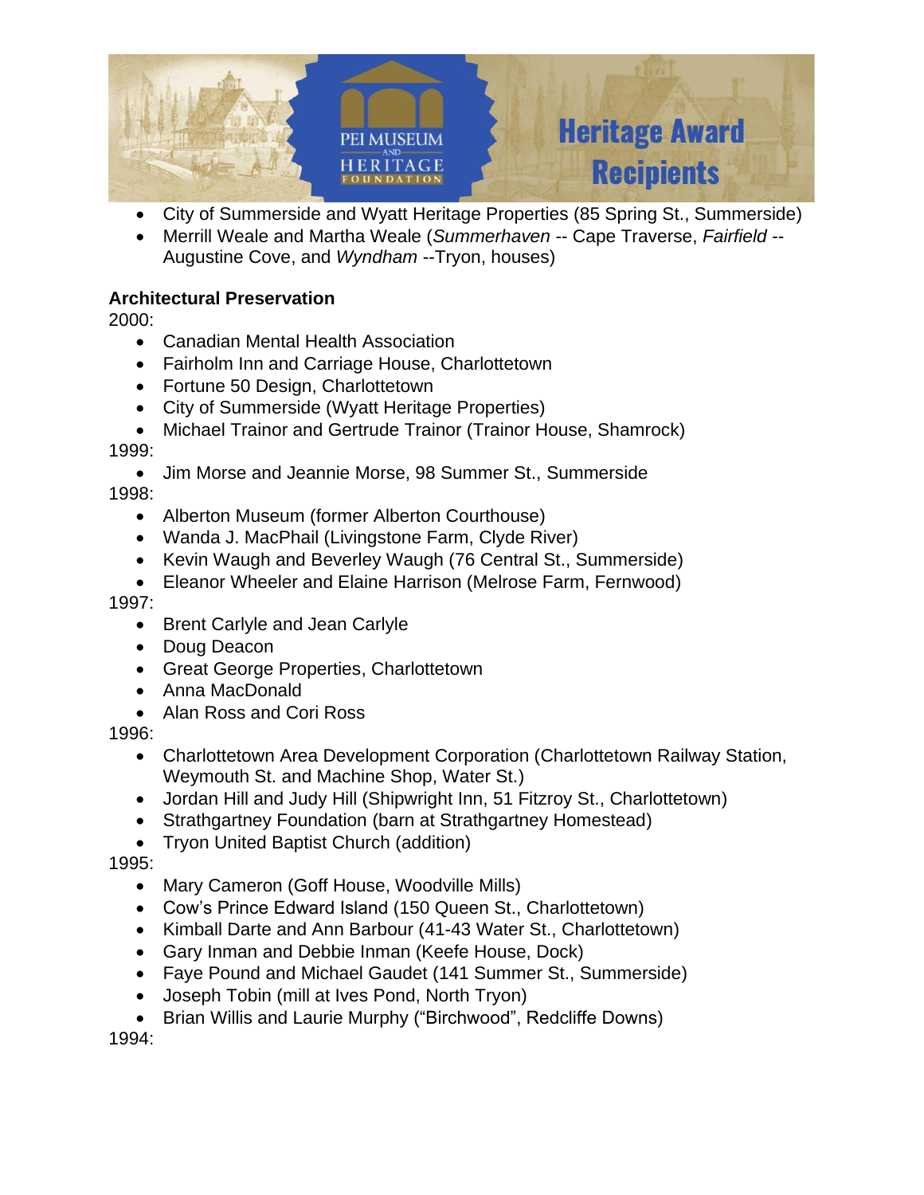- City of Summerside and Wyatt Heritage Properties (85 Spring St., Summerside)
- Merrill Weale and Martha Weale (*Summerhaven* -- Cape Traverse, *Fairfield* -- Augustine Cove, and *Wyndham* --Tryon, houses)

**Architectural Preservation**

2000:

- Canadian Mental Health Association
- Fairholm Inn and Carriage House, Charlottetown
- Fortune 50 Design, Charlottetown
- City of Summerside (Wyatt Heritage Properties)
- Michael Trainor and Gertrude Trainor (Trainor House, Shamrock)

1999:

- Jim Morse and Jeannie Morse, 98 Summer St., Summerside

1998:

- Alberton Museum (former Alberton Courthouse)
- Wanda J. MacPhail (Livingstone Farm, Clyde River)
- Kevin Waugh and Beverley Waugh (76 Central St., Summerside)
- Eleanor Wheeler and Elaine Harrison (Melrose Farm, Fernwood)

1997:

- Brent Carlyle and Jean Carlyle
- Doug Deacon
- Great George Properties, Charlottetown
- Anna MacDonald
- Alan Ross and Cori Ross

1996:

- Charlottetown Area Development Corporation (Charlottetown Railway Station, Weymouth St. and Machine Shop, Water St.)
- Jordan Hill and Judy Hill (Shipwright Inn, 51 Fitzroy St., Charlottetown)
- Strathgartney Foundation (barn at Strathgartney Homestead)
- Tryon United Baptist Church (addition)

1995:

- Mary Cameron (Goff House, Woodville Mills)
- Cow's Prince Edward Island (150 Queen St., Charlottetown)
- Kimball Darte and Ann Barbour (41-43 Water St., Charlottetown)
- Gary Inman and Debbie Inman (Keefe House, Dock)
- Faye Pound and Michael Gaudet (141 Summer St., Summerside)
- Joseph Tobin (mill at Ives Pond, North Tryon)
- Brian Willis and Laurie Murphy ("Birchwood", Redcliffe Downs)

1994: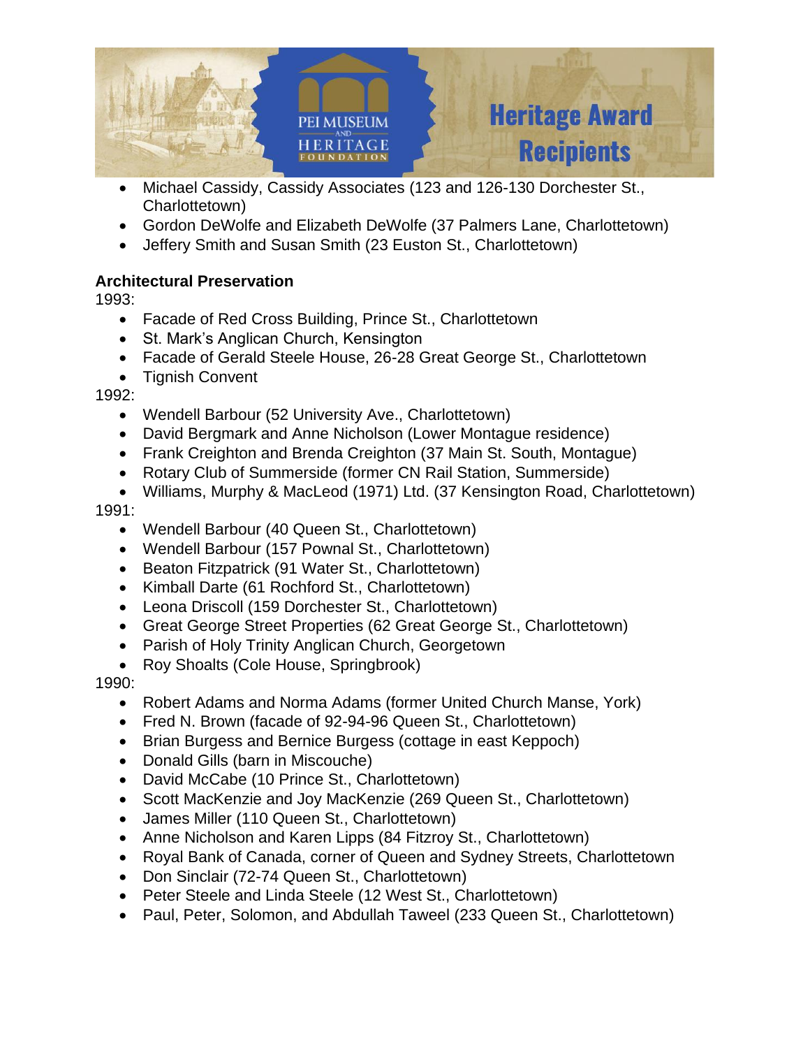- Michael Cassidy, Cassidy Associates (123 and 126-130 Dorchester St., Charlottetown)
- Gordon DeWolfe and Elizabeth DeWolfe (37 Palmers Lane, Charlottetown)
- Jeffery Smith and Susan Smith (23 Euston St., Charlottetown)

**Architectural Preservation**

1993:

- Facade of Red Cross Building, Prince St., Charlottetown
- St. Mark's Anglican Church, Kensington
- Facade of Gerald Steele House, 26-28 Great George St., Charlottetown
- Tignish Convent

1992:

- Wendell Barbour (52 University Ave., Charlottetown)
- David Bergmark and Anne Nicholson (Lower Montague residence)
- Frank Creighton and Brenda Creighton (37 Main St. South, Montague)
- Rotary Club of Summerside (former CN Rail Station, Summerside)
- Williams, Murphy & MacLeod (1971) Ltd. (37 Kensington Road, Charlottetown)

1991:

- Wendell Barbour (40 Queen St., Charlottetown)
- Wendell Barbour (157 Pownal St., Charlottetown)
- Beaton Fitzpatrick (91 Water St., Charlottetown)
- Kimball Darte (61 Rochford St., Charlottetown)
- Leona Driscoll (159 Dorchester St., Charlottetown)
- Great George Street Properties (62 Great George St., Charlottetown)
- Parish of Holy Trinity Anglican Church, Georgetown
- Roy Shoalts (Cole House, Springbrook)

1990:

- Robert Adams and Norma Adams (former United Church Manse, York)
- Fred N. Brown (facade of 92-94-96 Queen St., Charlottetown)
- Brian Burgess and Bernice Burgess (cottage in east Keppoch)
- Donald Gills (barn in Miscouche)
- David McCabe (10 Prince St., Charlottetown)
- Scott MacKenzie and Joy MacKenzie (269 Queen St., Charlottetown)
- James Miller (110 Queen St., Charlottetown)
- Anne Nicholson and Karen Lipps (84 Fitzroy St., Charlottetown)
- Royal Bank of Canada, corner of Queen and Sydney Streets, Charlottetown
- Don Sinclair (72-74 Queen St., Charlottetown)
- Peter Steele and Linda Steele (12 West St., Charlottetown)
- Paul, Peter, Solomon, and Abdullah Taweel (233 Queen St., Charlottetown)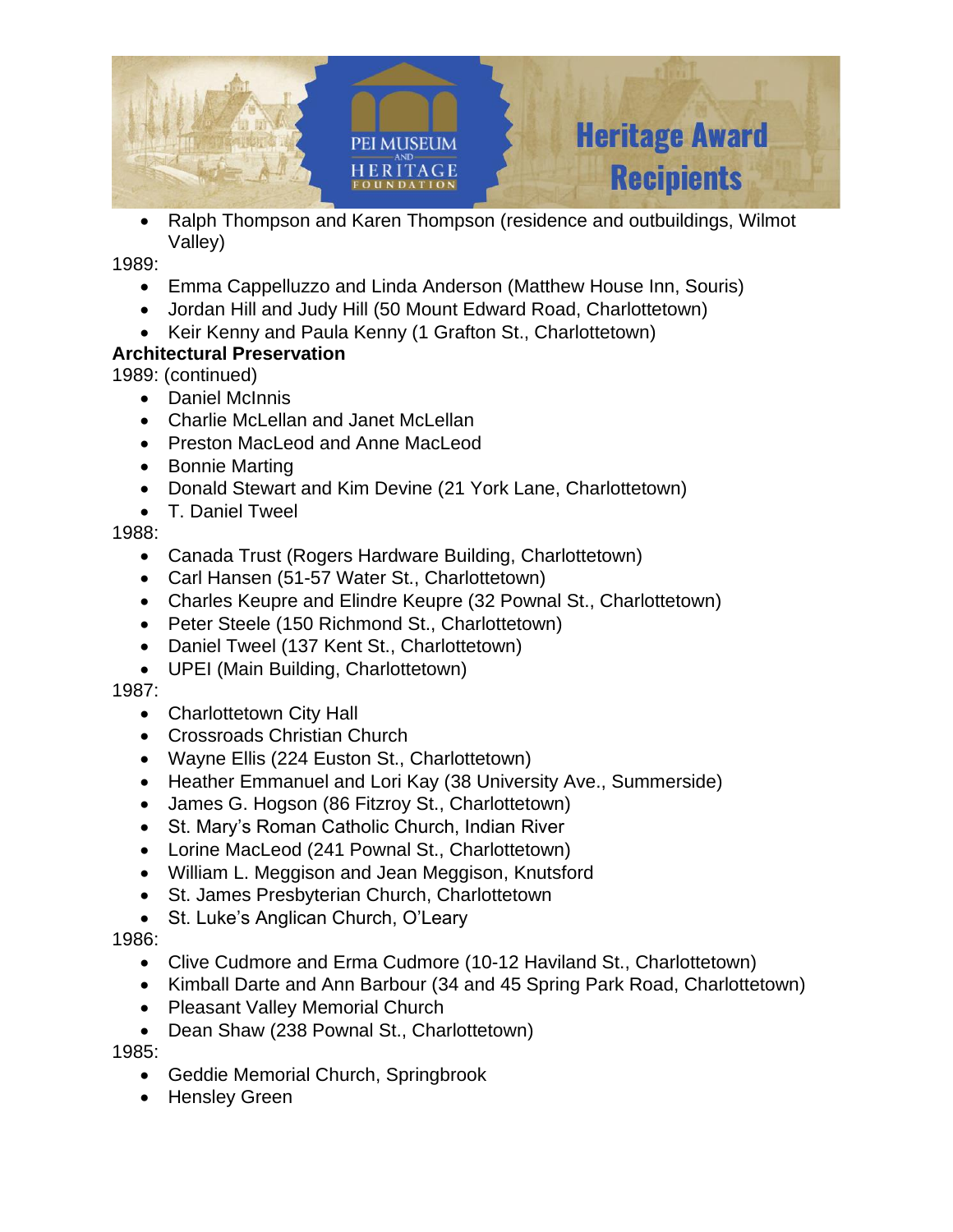- Ralph Thompson and Karen Thompson (residence and outbuildings, Wilmot Valley)

1989:

- Emma Cappelluzzo and Linda Anderson (Matthew House Inn, Souris)
- Jordan Hill and Judy Hill (50 Mount Edward Road, Charlottetown)
- Keir Kenny and Paula Kenny (1 Grafton St., Charlottetown)

**Architectural Preservation**

1989: (continued)

- Daniel McInnis
- Charlie McLellan and Janet McLellan
- Preston MacLeod and Anne MacLeod
- Bonnie Marting
- Donald Stewart and Kim Devine (21 York Lane, Charlottetown)
- T. Daniel Tweel

1988:

- Canada Trust (Rogers Hardware Building, Charlottetown)
- Carl Hansen (51-57 Water St., Charlottetown)
- Charles Keupre and Elindre Keupre (32 Pownal St., Charlottetown)
- Peter Steele (150 Richmond St., Charlottetown)
- Daniel Tweel (137 Kent St., Charlottetown)
- UPEI (Main Building, Charlottetown)

1987:

- Charlottetown City Hall
- Crossroads Christian Church
- Wayne Ellis (224 Euston St., Charlottetown)
- Heather Emmanuel and Lori Kay (38 University Ave., Summerside)
- James G. Hogson (86 Fitzroy St., Charlottetown)
- St. Mary's Roman Catholic Church, Indian River
- Lorine MacLeod (241 Pownal St., Charlottetown)
- William L. Meggison and Jean Meggison, Knutsford
- St. James Presbyterian Church, Charlottetown
- St. Luke's Anglican Church, O'Leary

1986:

- Clive Cudmore and Erma Cudmore (10-12 Haviland St., Charlottetown)
- Kimball Darte and Ann Barbour (34 and 45 Spring Park Road, Charlottetown)
- Pleasant Valley Memorial Church
- Dean Shaw (238 Pownal St., Charlottetown)

1985:

- Geddie Memorial Church, Springbrook
- Hensley Green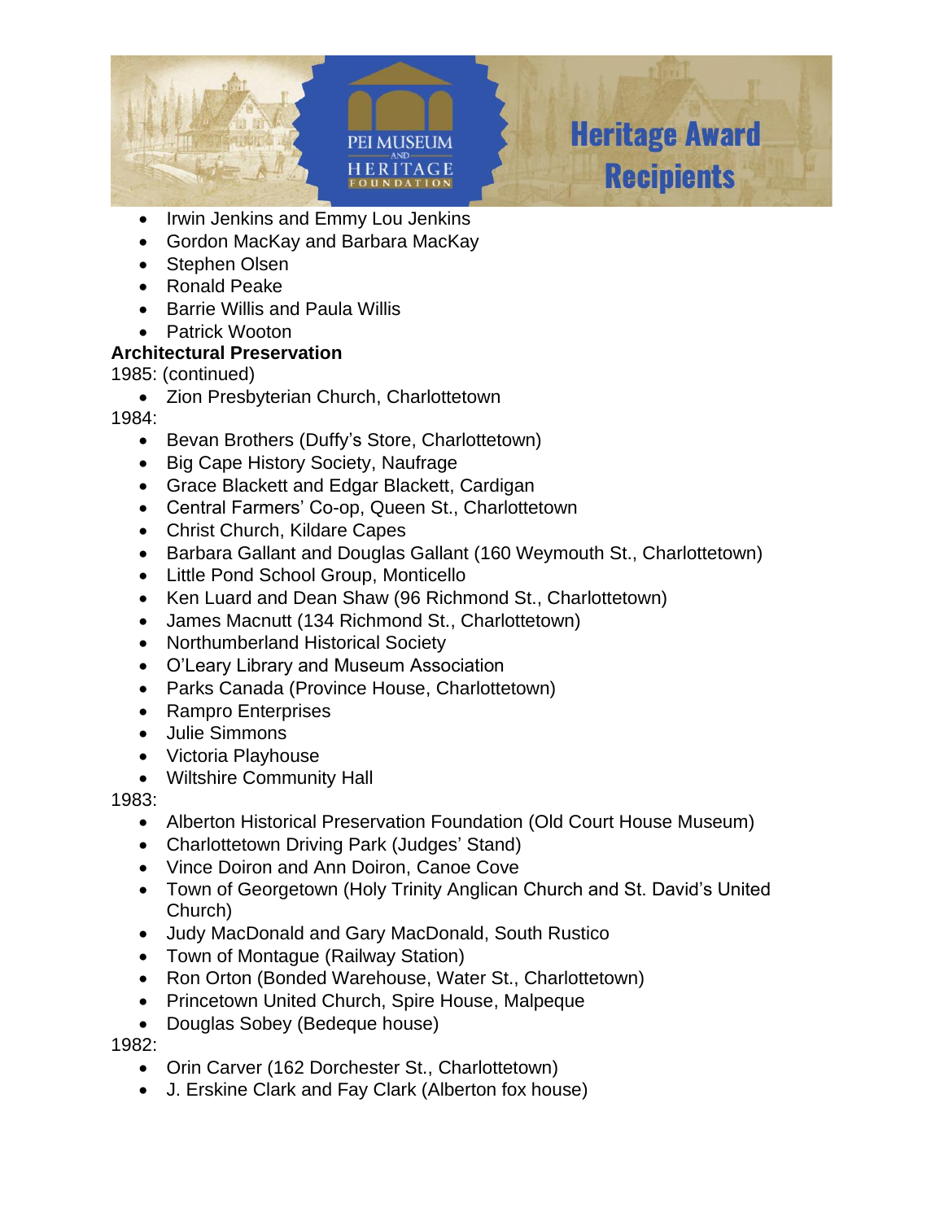- Irwin Jenkins and Emmy Lou Jenkins
- Gordon MacKay and Barbara MacKay
- Stephen Olsen
- Ronald Peake
- Barrie Willis and Paula Willis
- Patrick Wooton

**Architectural Preservation**

1985: (continued)

- Zion Presbyterian Church, Charlottetown

1984:

- Bevan Brothers (Duffy's Store, Charlottetown)
- Big Cape History Society, Naufrage
- Grace Blackett and Edgar Blackett, Cardigan
- Central Farmers' Co-op, Queen St., Charlottetown
- Christ Church, Kildare Capes
- Barbara Gallant and Douglas Gallant (160 Weymouth St., Charlottetown)
- Little Pond School Group, Monticello
- Ken Luard and Dean Shaw (96 Richmond St., Charlottetown)
- James Macnutt (134 Richmond St., Charlottetown)
- Northumberland Historical Society
- O'Leary Library and Museum Association
- Parks Canada (Province House, Charlottetown)
- Rampro Enterprises
- Julie Simmons
- Victoria Playhouse
- Wiltshire Community Hall

1983:

- Alberton Historical Preservation Foundation (Old Court House Museum)
- Charlottetown Driving Park (Judges' Stand)
- Vince Doiron and Ann Doiron, Canoe Cove
- Town of Georgetown (Holy Trinity Anglican Church and St. David's United Church)
- Judy MacDonald and Gary MacDonald, South Rustico
- Town of Montague (Railway Station)
- Ron Orton (Bonded Warehouse, Water St., Charlottetown)
- Princetown United Church, Spire House, Malpeque
- Douglas Sobey (Bedeque house)

1982:

- Orin Carver (162 Dorchester St., Charlottetown)
- J. Erskine Clark and Fay Clark (Alberton fox house)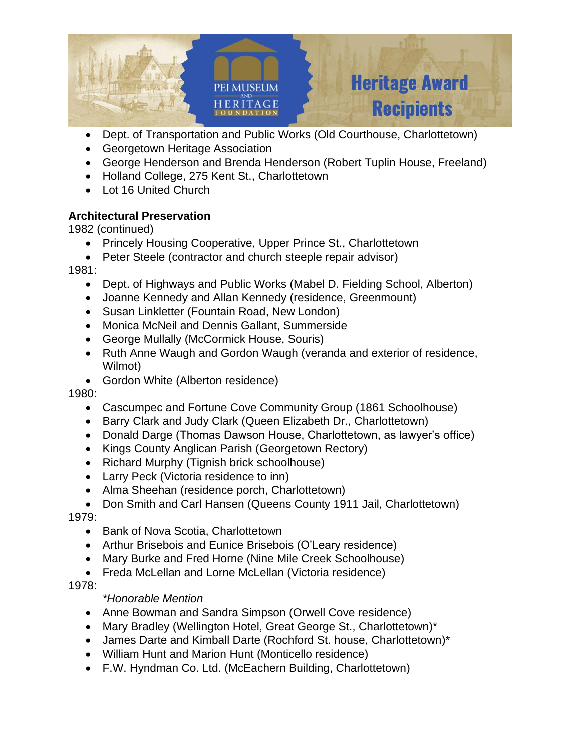- Dept. of Transportation and Public Works (Old Courthouse, Charlottetown)
- Georgetown Heritage Association
- George Henderson and Brenda Henderson (Robert Tuplin House, Freeland)
- Holland College, 275 Kent St., Charlottetown
- Lot 16 United Church

**Architectural Preservation**

1982 (continued)

- Princely Housing Cooperative, Upper Prince St., Charlottetown
- Peter Steele (contractor and church steeple repair advisor)

1981:

- Dept. of Highways and Public Works (Mabel D. Fielding School, Alberton)
- Joanne Kennedy and Allan Kennedy (residence, Greenmount)
- Susan Linkletter (Fountain Road, New London)
- Monica McNeil and Dennis Gallant, Summerside
- George Mullally (McCormick House, Souris)
- Ruth Anne Waugh and Gordon Waugh (veranda and exterior of residence, Wilmot)
- Gordon White (Alberton residence)

1980:

- Cascumpec and Fortune Cove Community Group (1861 Schoolhouse)
- Barry Clark and Judy Clark (Queen Elizabeth Dr., Charlottetown)
- Donald Darge (Thomas Dawson House, Charlottetown, as lawyer's office)
- Kings County Anglican Parish (Georgetown Rectory)
- Richard Murphy (Tignish brick schoolhouse)
- Larry Peck (Victoria residence to inn)
- Alma Sheehan (residence porch, Charlottetown)
- Don Smith and Carl Hansen (Queens County 1911 Jail, Charlottetown)

1979:

- Bank of Nova Scotia, Charlottetown
- Arthur Brisebois and Eunice Brisebois (O'Leary residence)
- Mary Burke and Fred Horne (Nine Mile Creek Schoolhouse)
- Freda McLellan and Lorne McLellan (Victoria residence)

1978:

*\*Honorable Mention*

- Anne Bowman and Sandra Simpson (Orwell Cove residence)
- Mary Bradley (Wellington Hotel, Great George St., Charlottetown)*
- James Darte and Kimball Darte (Rochford St. house, Charlottetown)*
- William Hunt and Marion Hunt (Monticello residence)
- F.W. Hyndman Co. Ltd. (McEachern Building, Charlottetown)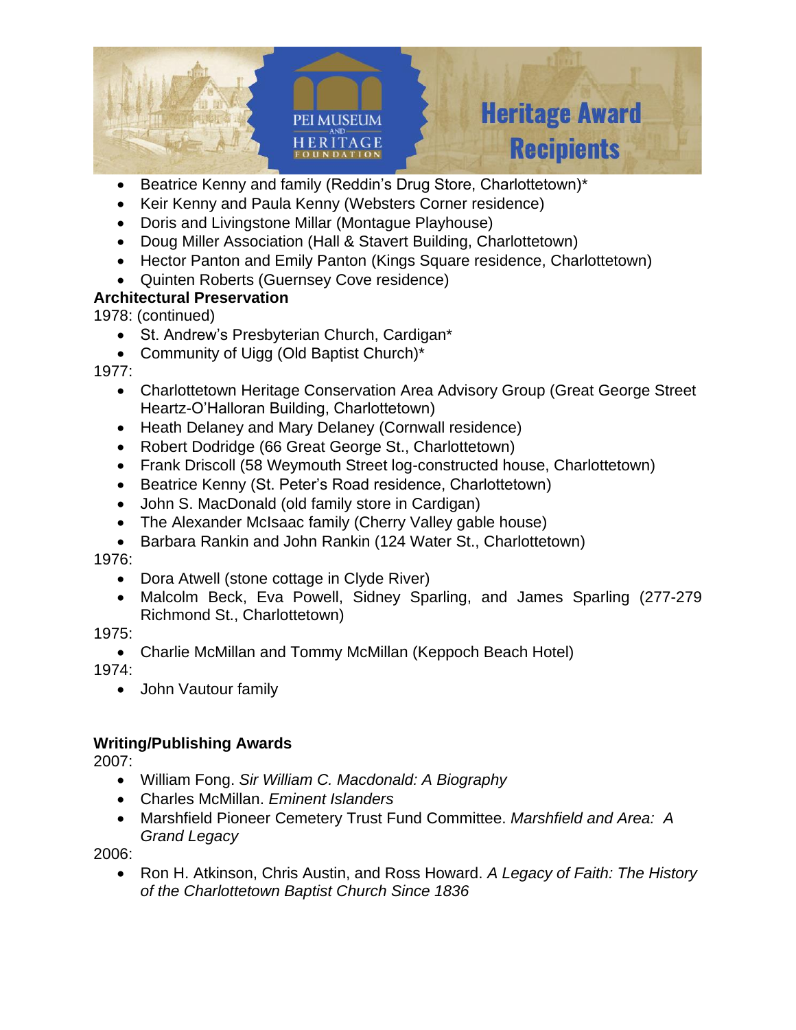- Beatrice Kenny and family (Reddin's Drug Store, Charlottetown)*
- Keir Kenny and Paula Kenny (Websters Corner residence)
- Doris and Livingstone Millar (Montague Playhouse)
- Doug Miller Association (Hall & Stavert Building, Charlottetown)
- Hector Panton and Emily Panton (Kings Square residence, Charlottetown)
- Quinten Roberts (Guernsey Cove residence)

**Architectural Preservation**

1978: (continued)

- St. Andrew's Presbyterian Church, Cardigan*
- Community of Uigg (Old Baptist Church)*

1977:

- Charlottetown Heritage Conservation Area Advisory Group (Great George Street Heartz-O'Halloran Building, Charlottetown)
- Heath Delaney and Mary Delaney (Cornwall residence)
- Robert Dodridge (66 Great George St., Charlottetown)
- Frank Driscoll (58 Weymouth Street log-constructed house, Charlottetown)
- Beatrice Kenny (St. Peter's Road residence, Charlottetown)
- John S. MacDonald (old family store in Cardigan)
- The Alexander McIsaac family (Cherry Valley gable house)
- Barbara Rankin and John Rankin (124 Water St., Charlottetown)

1976:

- Dora Atwell (stone cottage in Clyde River)
- Malcolm Beck, Eva Powell, Sidney Sparling, and James Sparling (277-279 Richmond St., Charlottetown)

1975:

- Charlie McMillan and Tommy McMillan (Keppoch Beach Hotel)

1974:

- John Vautour family

**Writing/Publishing Awards**

2007:

- William Fong. *Sir William C. Macdonald: A Biography*
- Charles McMillan. *Eminent Islanders*
- Marshfield Pioneer Cemetery Trust Fund Committee. *Marshfield and Area: A Grand Legacy*

2006:

- Ron H. Atkinson, Chris Austin, and Ross Howard. *A Legacy of Faith: The History of the Charlottetown Baptist Church Since 1836*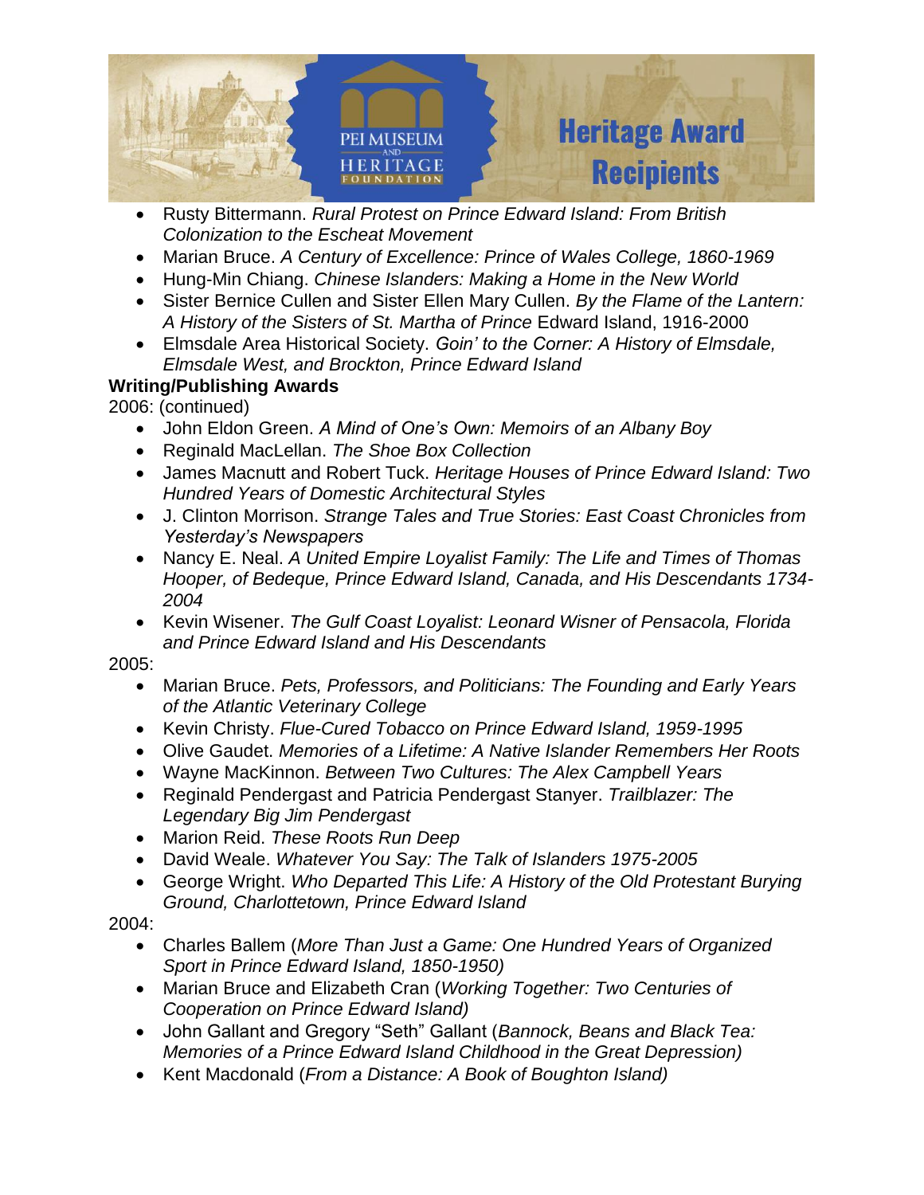- Rusty Bittermann. *Rural Protest on Prince Edward Island: From British Colonization to the Escheat Movement*
- Marian Bruce. *A Century of Excellence: Prince of Wales College, 1860-1969*
- Hung-Min Chiang. *Chinese Islanders: Making a Home in the New World*
- Sister Bernice Cullen and Sister Ellen Mary Cullen. *By the Flame of the Lantern: A History of the Sisters of St. Martha of Prince* Edward Island, 1916-2000
- Elmsdale Area Historical Society. *Goin' to the Corner: A History of Elmsdale, Elmsdale West, and Brockton, Prince Edward Island*

**Writing/Publishing Awards**

2006: (continued)

- John Eldon Green. *A Mind of One's Own: Memoirs of an Albany Boy*
- Reginald MacLellan. *The Shoe Box Collection*
- James Macnutt and Robert Tuck. *Heritage Houses of Prince Edward Island: Two Hundred Years of Domestic Architectural Styles*
- J. Clinton Morrison. *Strange Tales and True Stories: East Coast Chronicles from Yesterday's Newspapers*
- Nancy E. Neal. *A United Empire Loyalist Family: The Life and Times of Thomas Hooper, of Bedeque, Prince Edward Island, Canada, and His Descendants 1734-2004*
- Kevin Wisener. *The Gulf Coast Loyalist: Leonard Wisner of Pensacola, Florida and Prince Edward Island and His Descendants*

2005:

- Marian Bruce. *Pets, Professors, and Politicians: The Founding and Early Years of the Atlantic Veterinary College*
- Kevin Christy. *Flue-Cured Tobacco on Prince Edward Island, 1959-1995*
- Olive Gaudet. *Memories of a Lifetime: A Native Islander Remembers Her Roots*
- Wayne MacKinnon. *Between Two Cultures: The Alex Campbell Years*
- Reginald Pendergast and Patricia Pendergast Stanyer. *Trailblazer: The Legendary Big Jim Pendergast*
- Marion Reid. *These Roots Run Deep*
- David Weale. *Whatever You Say: The Talk of Islanders 1975-2005*
- George Wright. *Who Departed This Life: A History of the Old Protestant Burying Ground, Charlottetown, Prince Edward Island*

2004:

- Charles Ballem (*More Than Just a Game: One Hundred Years of Organized Sport in Prince Edward Island, 1850-1950)*
- Marian Bruce and Elizabeth Cran (*Working Together: Two Centuries of Cooperation on Prince Edward Island)*
- John Gallant and Gregory "Seth" Gallant (*Bannock, Beans and Black Tea: Memories of a Prince Edward Island Childhood in the Great Depression)*
- Kent Macdonald (*From a Distance: A Book of Boughton Island)*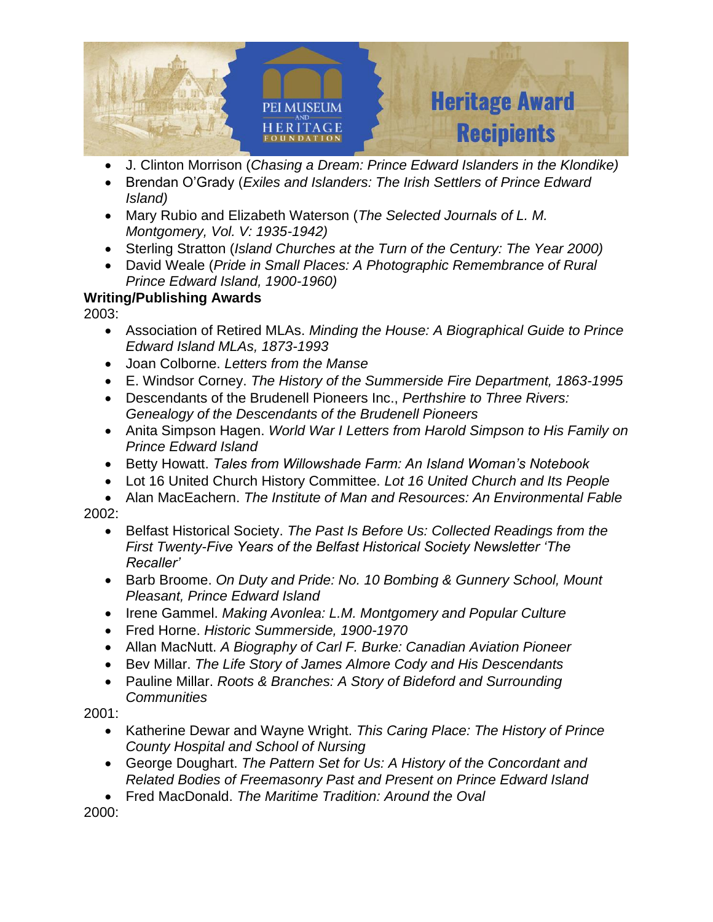- J. Clinton Morrison (*Chasing a Dream: Prince Edward Islanders in the Klondike)*
- Brendan O'Grady (*Exiles and Islanders: The Irish Settlers of Prince Edward Island)*
- Mary Rubio and Elizabeth Waterson (*The Selected Journals of L. M. Montgomery, Vol. V: 1935-1942)*
- Sterling Stratton (*Island Churches at the Turn of the Century: The Year 2000)*
- David Weale (*Pride in Small Places: A Photographic Remembrance of Rural Prince Edward Island, 1900-1960)*

**Writing/Publishing Awards**

2003:

- Association of Retired MLAs. *Minding the House: A Biographical Guide to Prince Edward Island MLAs, 1873-1993*
- Joan Colborne. *Letters from the Manse*
- E. Windsor Corney. *The History of the Summerside Fire Department, 1863-1995*
- Descendants of the Brudenell Pioneers Inc., *Perthshire to Three Rivers: Genealogy of the Descendants of the Brudenell Pioneers*
- Anita Simpson Hagen. *World War I Letters from Harold Simpson to His Family on Prince Edward Island*
- Betty Howatt. *Tales from Willowshade Farm: An Island Woman's Notebook*
- Lot 16 United Church History Committee. *Lot 16 United Church and Its People*
- Alan MacEachern. *The Institute of Man and Resources: An Environmental Fable*

2002:

- Belfast Historical Society. *The Past Is Before Us: Collected Readings from the First Twenty-Five Years of the Belfast Historical Society Newsletter 'The Recaller'*
- Barb Broome. *On Duty and Pride: No. 10 Bombing & Gunnery School, Mount Pleasant, Prince Edward Island*
- Irene Gammel. *Making Avonlea: L.M. Montgomery and Popular Culture*
- Fred Horne. *Historic Summerside, 1900-1970*
- Allan MacNutt. *A Biography of Carl F. Burke: Canadian Aviation Pioneer*
- Bev Millar. *The Life Story of James Almore Cody and His Descendants*
- Pauline Millar. *Roots & Branches: A Story of Bideford and Surrounding Communities*

2001:

- Katherine Dewar and Wayne Wright. *This Caring Place: The History of Prince County Hospital and School of Nursing*
- George Doughart. *The Pattern Set for Us: A History of the Concordant and Related Bodies of Freemasonry Past and Present on Prince Edward Island*
- Fred MacDonald. *The Maritime Tradition: Around the Oval*

2000: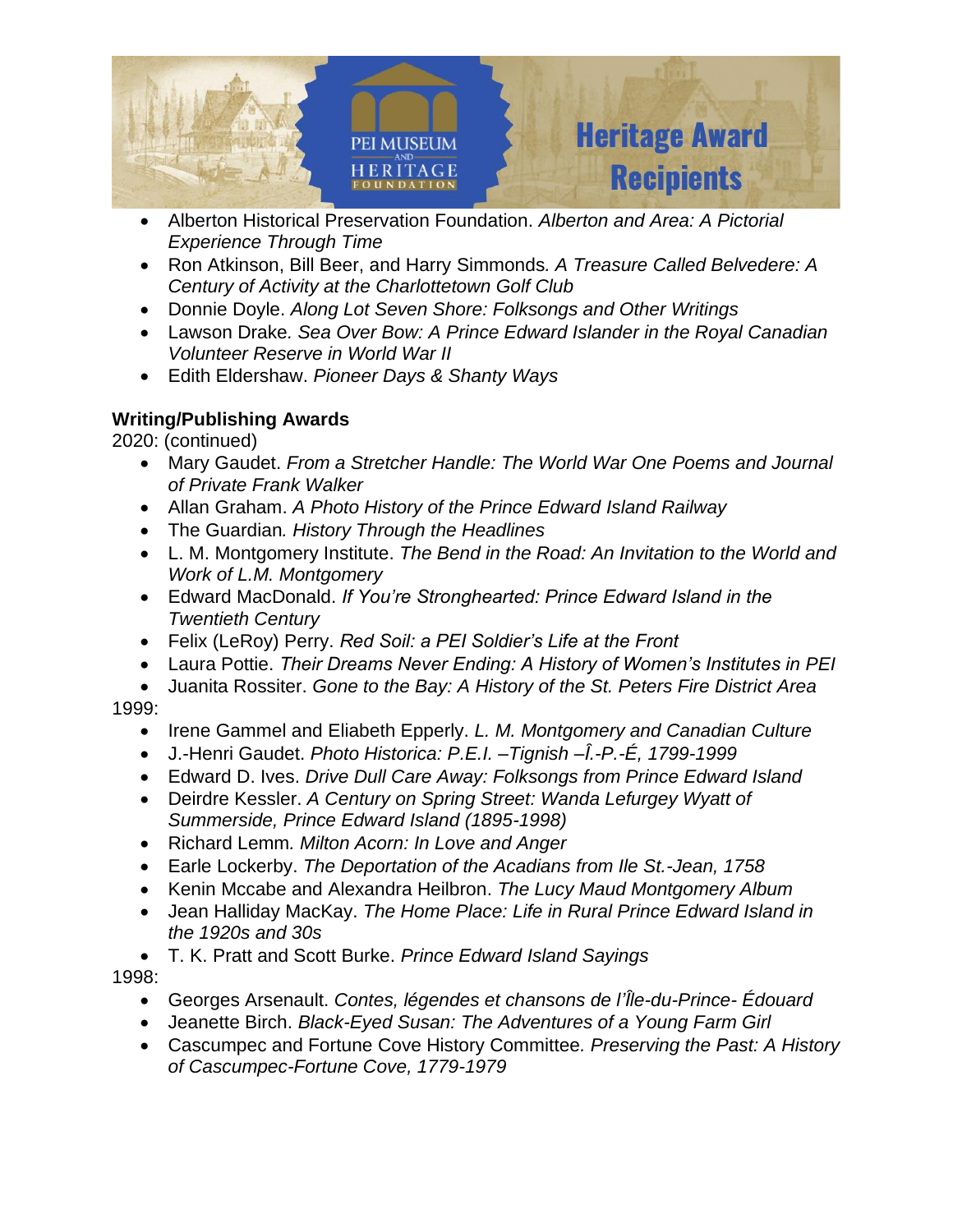- Alberton Historical Preservation Foundation. *Alberton and Area: A Pictorial Experience Through Time*
- Ron Atkinson, Bill Beer, and Harry Simmonds. *A Treasure Called Belvedere: A Century of Activity at the Charlottetown Golf Club*
- Donnie Doyle. *Along Lot Seven Shore: Folksongs and Other Writings*
- Lawson Drake. *Sea Over Bow: A Prince Edward Islander in the Royal Canadian Volunteer Reserve in World War II*
- Edith Eldershaw. *Pioneer Days & Shanty Ways*

**Writing/Publishing Awards**

2020: (continued)

- Mary Gaudet. *From a Stretcher Handle: The World War One Poems and Journal of Private Frank Walker*
- Allan Graham. *A Photo History of the Prince Edward Island Railway*
- The Guardian. *History Through the Headlines*
- L. M. Montgomery Institute. *The Bend in the Road: An Invitation to the World and Work of L.M. Montgomery*
- Edward MacDonald. *If You're Stronghearted: Prince Edward Island in the Twentieth Century*
- Felix (LeRoy) Perry. *Red Soil: a PEI Soldier's Life at the Front*
- Laura Pottie. *Their Dreams Never Ending: A History of Women's Institutes in PEI*
- Juanita Rossiter. *Gone to the Bay: A History of the St. Peters Fire District Area*

1999:

- Irene Gammel and Eliabeth Epperly. *L. M. Montgomery and Canadian Culture*
- J.-Henri Gaudet. *Photo Historica: P.E.I. –Tignish –Î.-P.-É, 1799-1999*
- Edward D. Ives. *Drive Dull Care Away: Folksongs from Prince Edward Island*
- Deirdre Kessler. *A Century on Spring Street: Wanda Lefurgey Wyatt of Summerside, Prince Edward Island (1895-1998)*
- Richard Lemm. *Milton Acorn: In Love and Anger*
- Earle Lockerby. *The Deportation of the Acadians from Ile St.-Jean, 1758*
- Kenin Mccabe and Alexandra Heilbron. *The Lucy Maud Montgomery Album*
- Jean Halliday MacKay. *The Home Place: Life in Rural Prince Edward Island in the 1920s and 30s*
- T. K. Pratt and Scott Burke. *Prince Edward Island Sayings*

1998:

- Georges Arsenault. *Contes, légendes et chansons de l'Île-du-Prince- Édouard*
- Jeanette Birch. *Black-Eyed Susan: The Adventures of a Young Farm Girl*
- Cascumpec and Fortune Cove History Committee. *Preserving the Past: A History of Cascumpec-Fortune Cove, 1779-1979*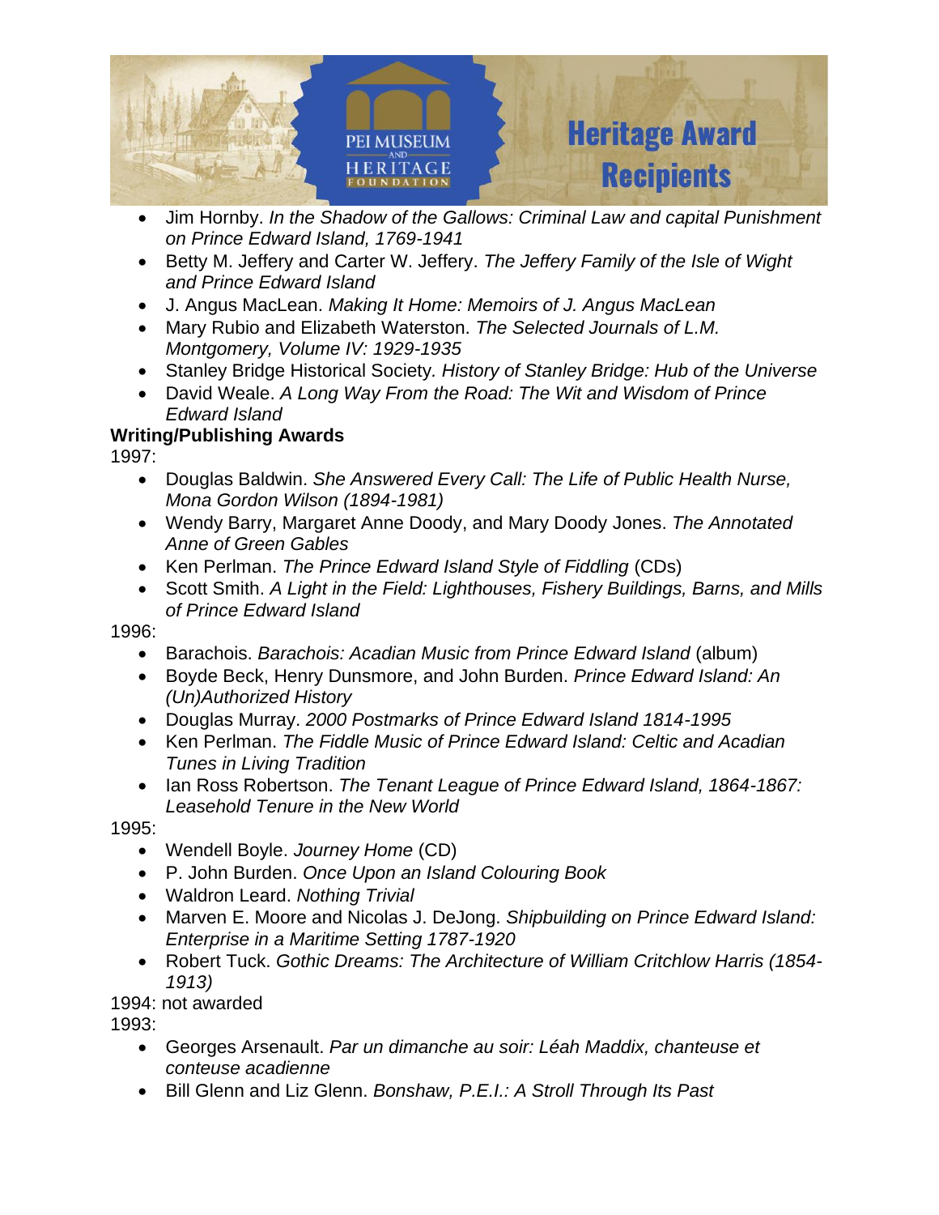- Jim Hornby. *In the Shadow of the Gallows: Criminal Law and capital Punishment on Prince Edward Island, 1769-1941*
- Betty M. Jeffery and Carter W. Jeffery. *The Jeffery Family of the Isle of Wight and Prince Edward Island*
- J. Angus MacLean. *Making It Home: Memoirs of J. Angus MacLean*
- Mary Rubio and Elizabeth Waterston. *The Selected Journals of L.M. Montgomery, Volume IV: 1929-1935*
- Stanley Bridge Historical Society*. History of Stanley Bridge: Hub of the Universe*
- David Weale. *A Long Way From the Road: The Wit and Wisdom of Prince Edward Island*

**Writing/Publishing Awards**

1997:

- Douglas Baldwin. *She Answered Every Call: The Life of Public Health Nurse, Mona Gordon Wilson (1894-1981)*
- Wendy Barry, Margaret Anne Doody, and Mary Doody Jones. *The Annotated Anne of Green Gables*
- Ken Perlman. *The Prince Edward Island Style of Fiddling* (CDs)
- Scott Smith. *A Light in the Field: Lighthouses, Fishery Buildings, Barns, and Mills of Prince Edward Island*

1996:

- Barachois. *Barachois: Acadian Music from Prince Edward Island* (album)
- Boyde Beck, Henry Dunsmore, and John Burden. *Prince Edward Island: An (Un)Authorized History*
- Douglas Murray. *2000 Postmarks of Prince Edward Island 1814-1995*
- Ken Perlman. *The Fiddle Music of Prince Edward Island: Celtic and Acadian Tunes in Living Tradition*
- Ian Ross Robertson. *The Tenant League of Prince Edward Island, 1864-1867: Leasehold Tenure in the New World*

1995:

- Wendell Boyle. *Journey Home* (CD)
- P. John Burden. *Once Upon an Island Colouring Book*
- Waldron Leard. *Nothing Trivial*
- Marven E. Moore and Nicolas J. DeJong. *Shipbuilding on Prince Edward Island: Enterprise in a Maritime Setting 1787-1920*
- Robert Tuck. *Gothic Dreams: The Architecture of William Critchlow Harris (1854-1913)*

1994: not awarded

1993:

- Georges Arsenault. *Par un dimanche au soir: Léah Maddix, chanteuse et conteuse acadienne*
- Bill Glenn and Liz Glenn. *Bonshaw, P.E.I.: A Stroll Through Its Past*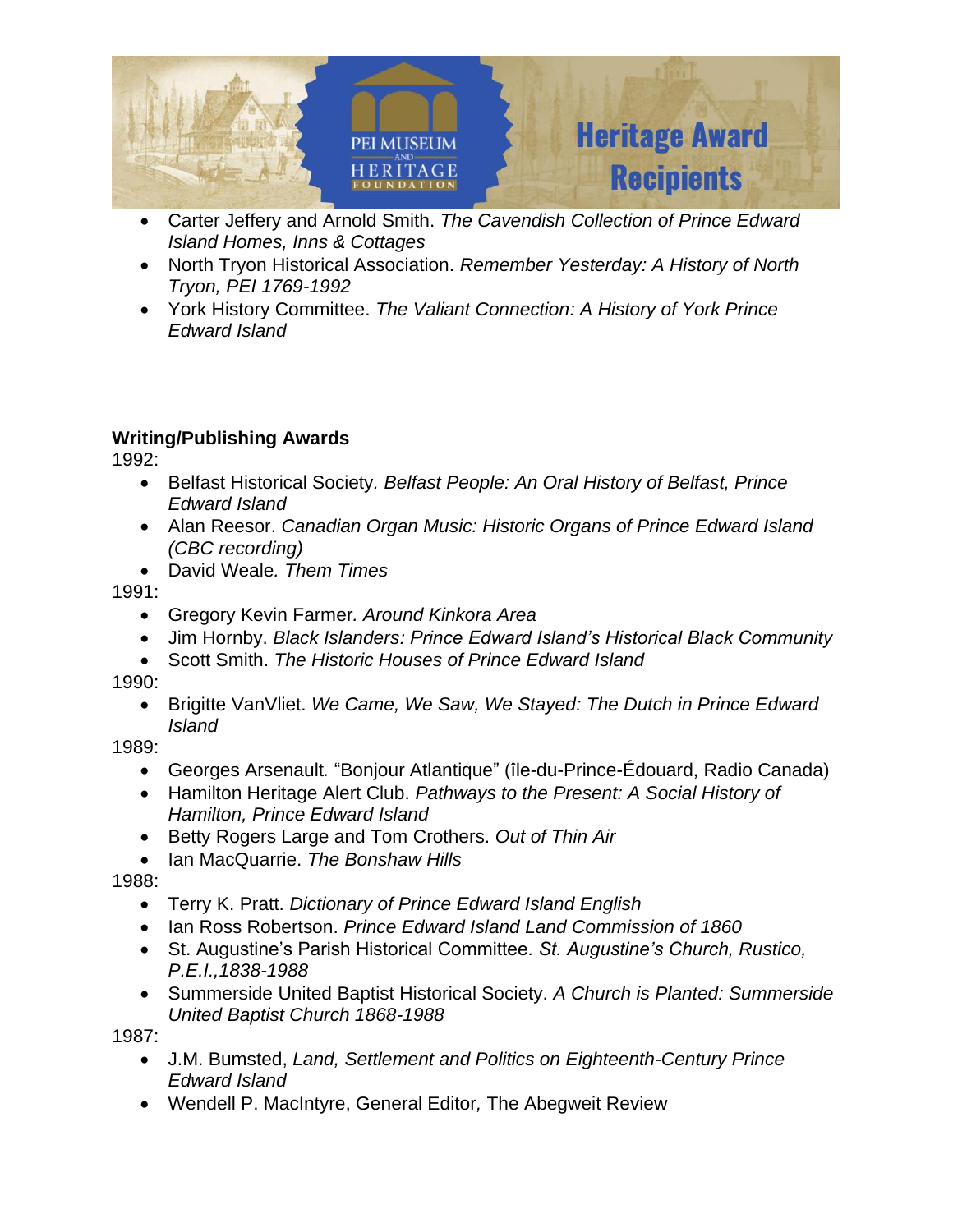- Carter Jeffery and Arnold Smith. *The Cavendish Collection of Prince Edward Island Homes, Inns & Cottages*
- North Tryon Historical Association. *Remember Yesterday: A History of North Tryon, PEI 1769-1992*
- York History Committee. *The Valiant Connection: A History of York Prince Edward Island*

**Writing/Publishing Awards**

1992:

- Belfast Historical Society. *Belfast People: An Oral History of Belfast, Prince Edward Island*
- Alan Reesor. *Canadian Organ Music: Historic Organs of Prince Edward Island (CBC recording)*
- David Weale. *Them Times*

1991:

- Gregory Kevin Farmer. *Around Kinkora Area*
- Jim Hornby. *Black Islanders: Prince Edward Island's Historical Black Community*
- Scott Smith. *The Historic Houses of Prince Edward Island*

1990:

- Brigitte VanVliet. *We Came, We Saw, We Stayed: The Dutch in Prince Edward Island*

1989:

- Georges Arsenault. "Bonjour Atlantique" (île-du-Prince-Édouard, Radio Canada)
- Hamilton Heritage Alert Club. *Pathways to the Present: A Social History of Hamilton, Prince Edward Island*
- Betty Rogers Large and Tom Crothers. *Out of Thin Air*
- Ian MacQuarrie. *The Bonshaw Hills*

1988:

- Terry K. Pratt. *Dictionary of Prince Edward Island English*
- Ian Ross Robertson. *Prince Edward Island Land Commission of 1860*
- St. Augustine's Parish Historical Committee. *St. Augustine's Church, Rustico, P.E.I.,1838-1988*
- Summerside United Baptist Historical Society. *A Church is Planted: Summerside United Baptist Church 1868-1988*

1987:

- J.M. Bumsted, *Land, Settlement and Politics on Eighteenth-Century Prince Edward Island*
- Wendell P. MacIntyre, General Editor, The Abegweit Review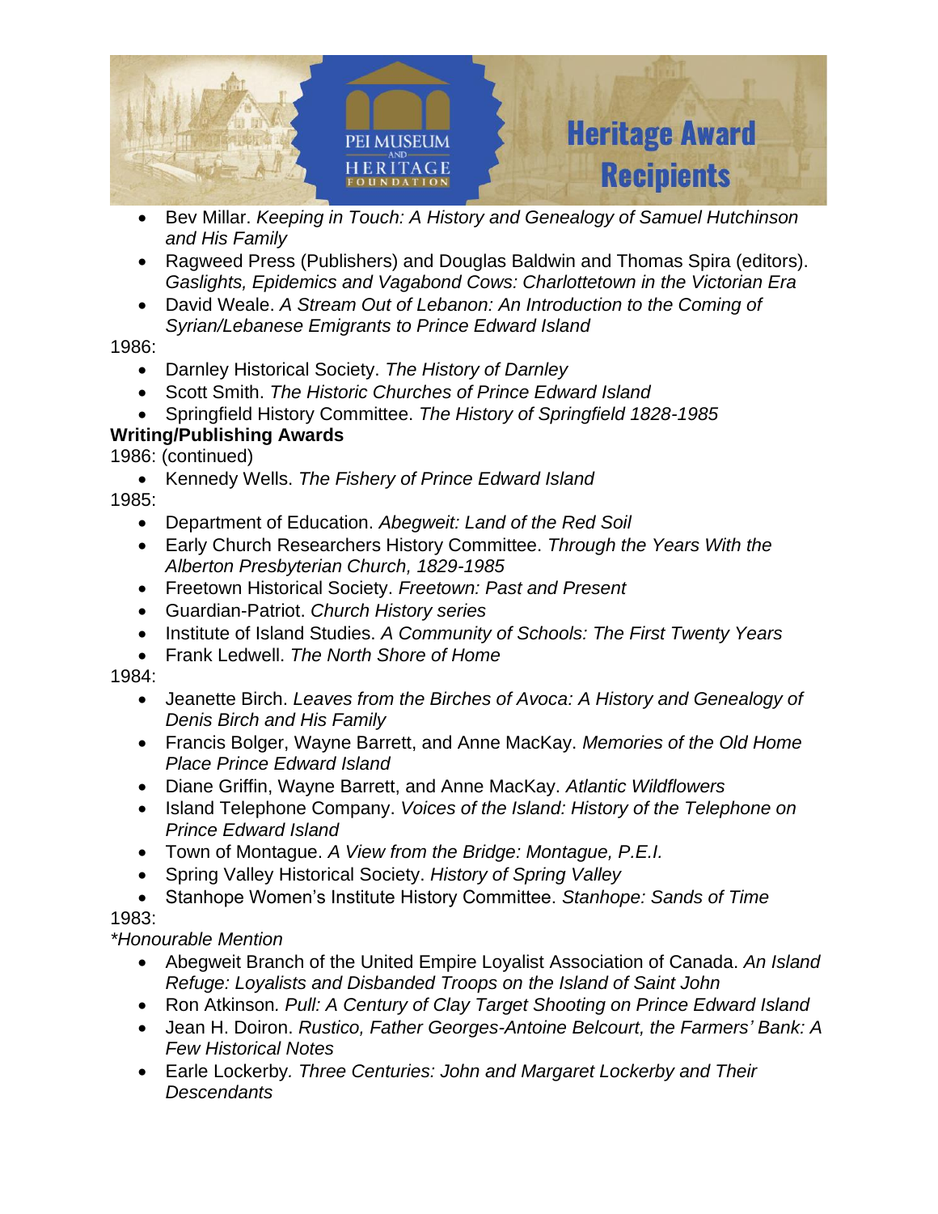- Bev Millar. *Keeping in Touch: A History and Genealogy of Samuel Hutchinson and His Family*
- Ragweed Press (Publishers) and Douglas Baldwin and Thomas Spira (editors). *Gaslights, Epidemics and Vagabond Cows: Charlottetown in the Victorian Era*
- David Weale. *A Stream Out of Lebanon: An Introduction to the Coming of Syrian/Lebanese Emigrants to Prince Edward Island*

1986:

- Darnley Historical Society. *The History of Darnley*
- Scott Smith. *The Historic Churches of Prince Edward Island*
- Springfield History Committee. *The History of Springfield 1828-1985*

**Writing/Publishing Awards**

1986: (continued)

- Kennedy Wells. *The Fishery of Prince Edward Island*

1985:

- Department of Education. *Abegweit: Land of the Red Soil*
- Early Church Researchers History Committee. *Through the Years With the Alberton Presbyterian Church, 1829-1985*
- Freetown Historical Society. *Freetown: Past and Present*
- Guardian-Patriot. *Church History series*
- Institute of Island Studies. *A Community of Schools: The First Twenty Years*
- Frank Ledwell. *The North Shore of Home*

1984:

- Jeanette Birch. *Leaves from the Birches of Avoca: A History and Genealogy of Denis Birch and His Family*
- Francis Bolger, Wayne Barrett, and Anne MacKay. *Memories of the Old Home Place Prince Edward Island*
- Diane Griffin, Wayne Barrett, and Anne MacKay. *Atlantic Wildflowers*
- Island Telephone Company. *Voices of the Island: History of the Telephone on Prince Edward Island*
- Town of Montague. *A View from the Bridge: Montague, P.E.I.*
- Spring Valley Historical Society. *History of Spring Valley*
- Stanhope Women's Institute History Committee. *Stanhope: Sands of Time*

1983:

**Honourable Mention*

- Abegweit Branch of the United Empire Loyalist Association of Canada. *An Island Refuge: Loyalists and Disbanded Troops on the Island of Saint John*
- Ron Atkinson. *Pull: A Century of Clay Target Shooting on Prince Edward Island*
- Jean H. Doiron. *Rustico, Father Georges-Antoine Belcourt, the Farmers' Bank: A Few Historical Notes*
- Earle Lockerby. *Three Centuries: John and Margaret Lockerby and Their Descendants*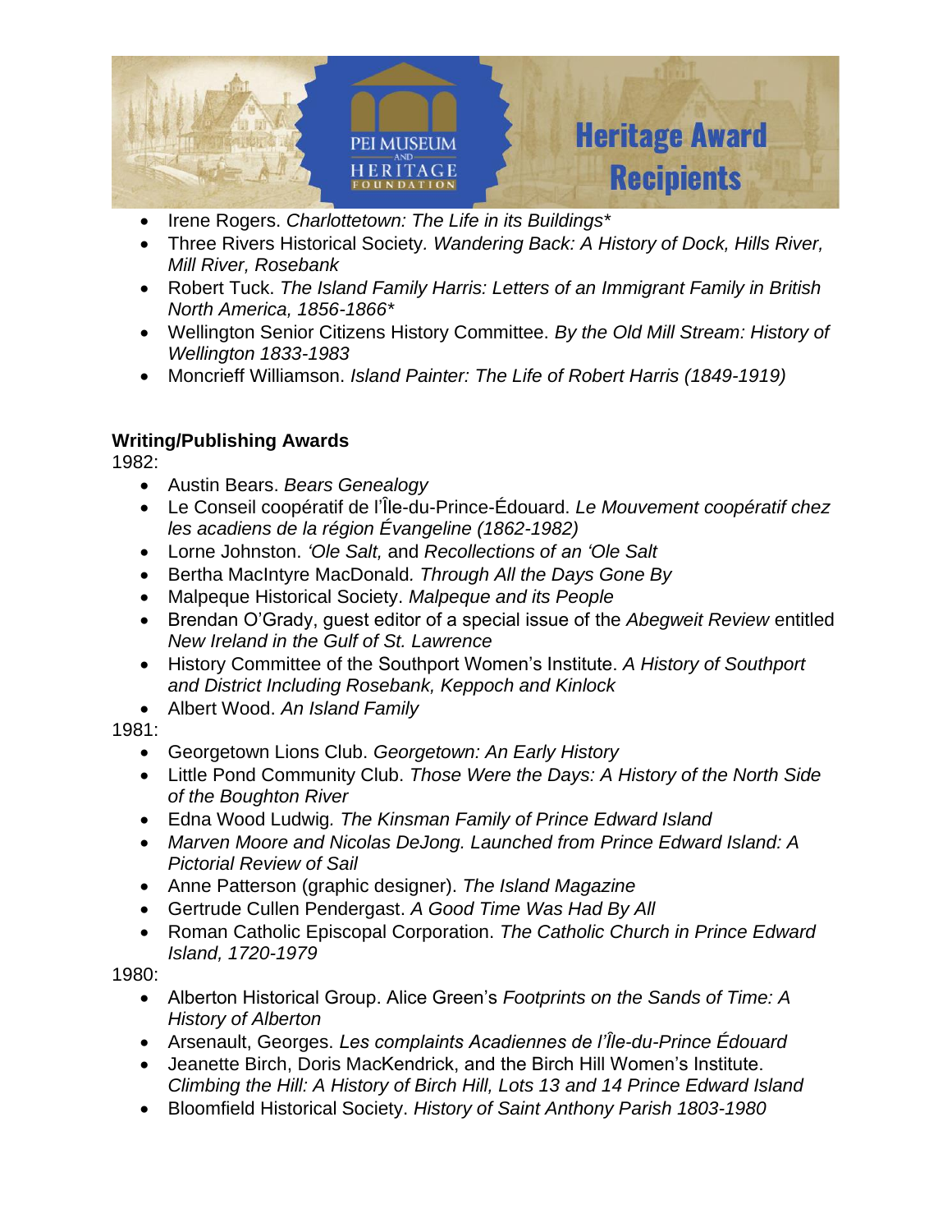- Irene Rogers. *Charlottetown: The Life in its Buildings**
- Three Rivers Historical Society. *Wandering Back: A History of Dock, Hills River, Mill River, Rosebank*
- Robert Tuck. *The Island Family Harris: Letters of an Immigrant Family in British North America, 1856-1866**
- Wellington Senior Citizens History Committee. *By the Old Mill Stream: History of Wellington 1833-1983*
- Moncrieff Williamson. *Island Painter: The Life of Robert Harris (1849-1919)*

**Writing/Publishing Awards**

1982:

- Austin Bears. *Bears Genealogy*
- Le Conseil coopératif de l'Île-du-Prince-Édouard. *Le Mouvement coopératif chez les acadiens de la région Évangeline (1862-1982)*
- Lorne Johnston. *'Ole Salt,* and *Recollections of an 'Ole Salt*
- Bertha MacIntyre MacDonald. *Through All the Days Gone By*
- Malpeque Historical Society. *Malpeque and its People*
- Brendan O'Grady, guest editor of a special issue of the *Abegweit Review* entitled *New Ireland in the Gulf of St. Lawrence*
- History Committee of the Southport Women's Institute. *A History of Southport and District Including Rosebank, Keppoch and Kinlock*
- Albert Wood. *An Island Family*

1981:

- Georgetown Lions Club. *Georgetown: An Early History*
- Little Pond Community Club. *Those Were the Days: A History of the North Side of the Boughton River*
- Edna Wood Ludwig. *The Kinsman Family of Prince Edward Island*
- *Marven Moore and Nicolas DeJong. Launched from Prince Edward Island: A Pictorial Review of Sail*
- Anne Patterson (graphic designer). *The Island Magazine*
- Gertrude Cullen Pendergast. *A Good Time Was Had By All*
- Roman Catholic Episcopal Corporation. *The Catholic Church in Prince Edward Island, 1720-1979*

1980:

- Alberton Historical Group. Alice Green's *Footprints on the Sands of Time: A History of Alberton*
- Arsenault, Georges. *Les complaints Acadiennes de l'Île-du-Prince Édouard*
- Jeanette Birch, Doris MacKendrick, and the Birch Hill Women's Institute. *Climbing the Hill: A History of Birch Hill, Lots 13 and 14 Prince Edward Island*
- Bloomfield Historical Society. *History of Saint Anthony Parish 1803-1980*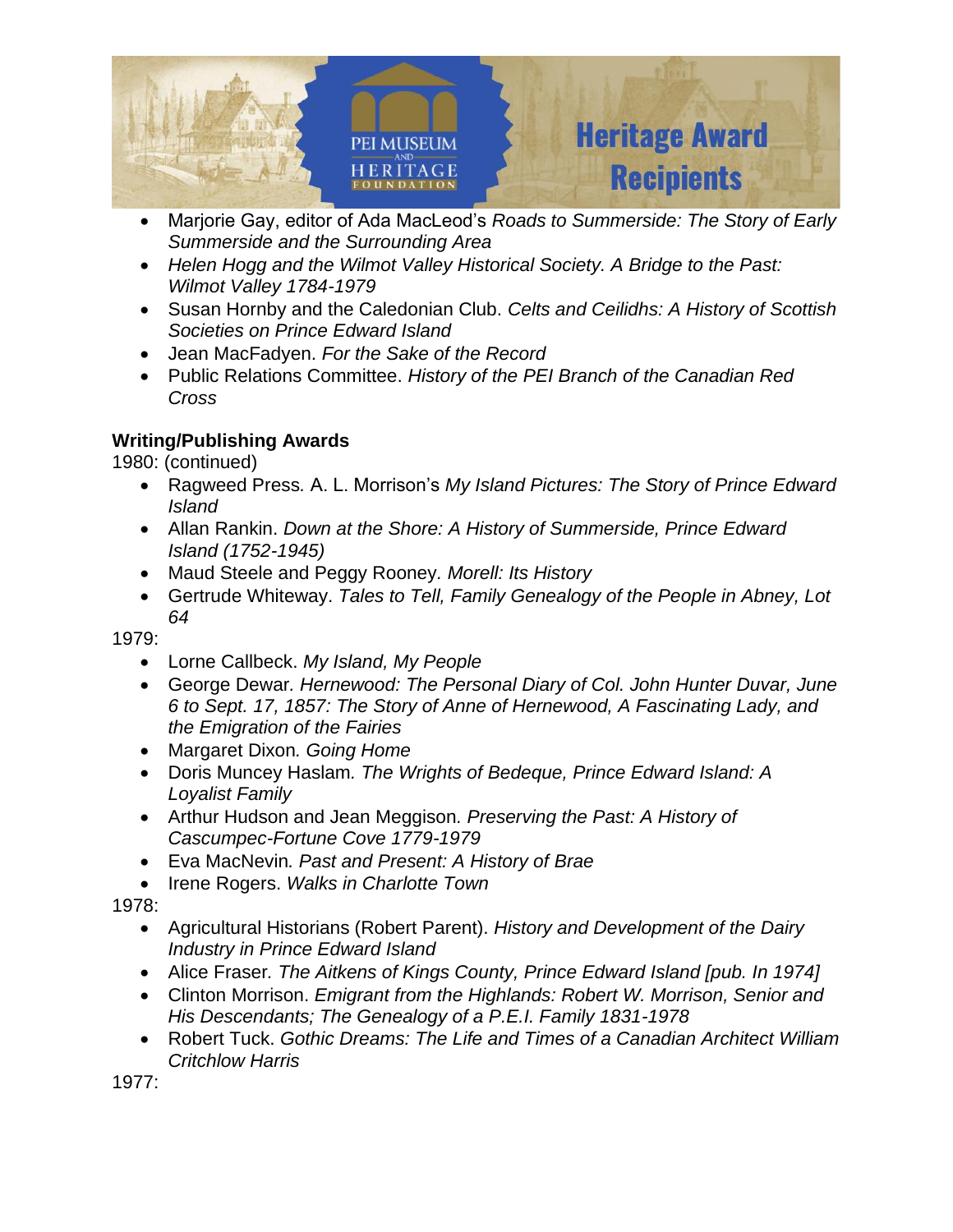- Marjorie Gay, editor of Ada MacLeod's *Roads to Summerside: The Story of Early Summerside and the Surrounding Area*
- *Helen Hogg and the Wilmot Valley Historical Society. A Bridge to the Past: Wilmot Valley 1784-1979*
- Susan Hornby and the Caledonian Club. *Celts and Ceilidhs: A History of Scottish Societies on Prince Edward Island*
- Jean MacFadyen. *For the Sake of the Record*
- Public Relations Committee. *History of the PEI Branch of the Canadian Red Cross*

**Writing/Publishing Awards**

1980: (continued)

- Ragweed Press. A. L. Morrison's *My Island Pictures: The Story of Prince Edward Island*
- Allan Rankin. *Down at the Shore: A History of Summerside, Prince Edward Island (1752-1945)*
- Maud Steele and Peggy Rooney. *Morell: Its History*
- Gertrude Whiteway. *Tales to Tell, Family Genealogy of the People in Abney, Lot 64*

1979:

- Lorne Callbeck. *My Island, My People*
- George Dewar. *Hernewood: The Personal Diary of Col. John Hunter Duvar, June 6 to Sept. 17, 1857: The Story of Anne of Hernewood, A Fascinating Lady, and the Emigration of the Fairies*
- Margaret Dixon. *Going Home*
- Doris Muncey Haslam. *The Wrights of Bedeque, Prince Edward Island: A Loyalist Family*
- Arthur Hudson and Jean Meggison. *Preserving the Past: A History of Cascumpec-Fortune Cove 1779-1979*
- Eva MacNevin. *Past and Present: A History of Brae*
- Irene Rogers. *Walks in Charlotte Town*

1978:

- Agricultural Historians (Robert Parent). *History and Development of the Dairy Industry in Prince Edward Island*
- Alice Fraser. *The Aitkens of Kings County, Prince Edward Island [pub. In 1974]*
- Clinton Morrison. *Emigrant from the Highlands: Robert W. Morrison, Senior and His Descendants; The Genealogy of a P.E.I. Family 1831-1978*
- Robert Tuck. *Gothic Dreams: The Life and Times of a Canadian Architect William Critchlow Harris*

1977: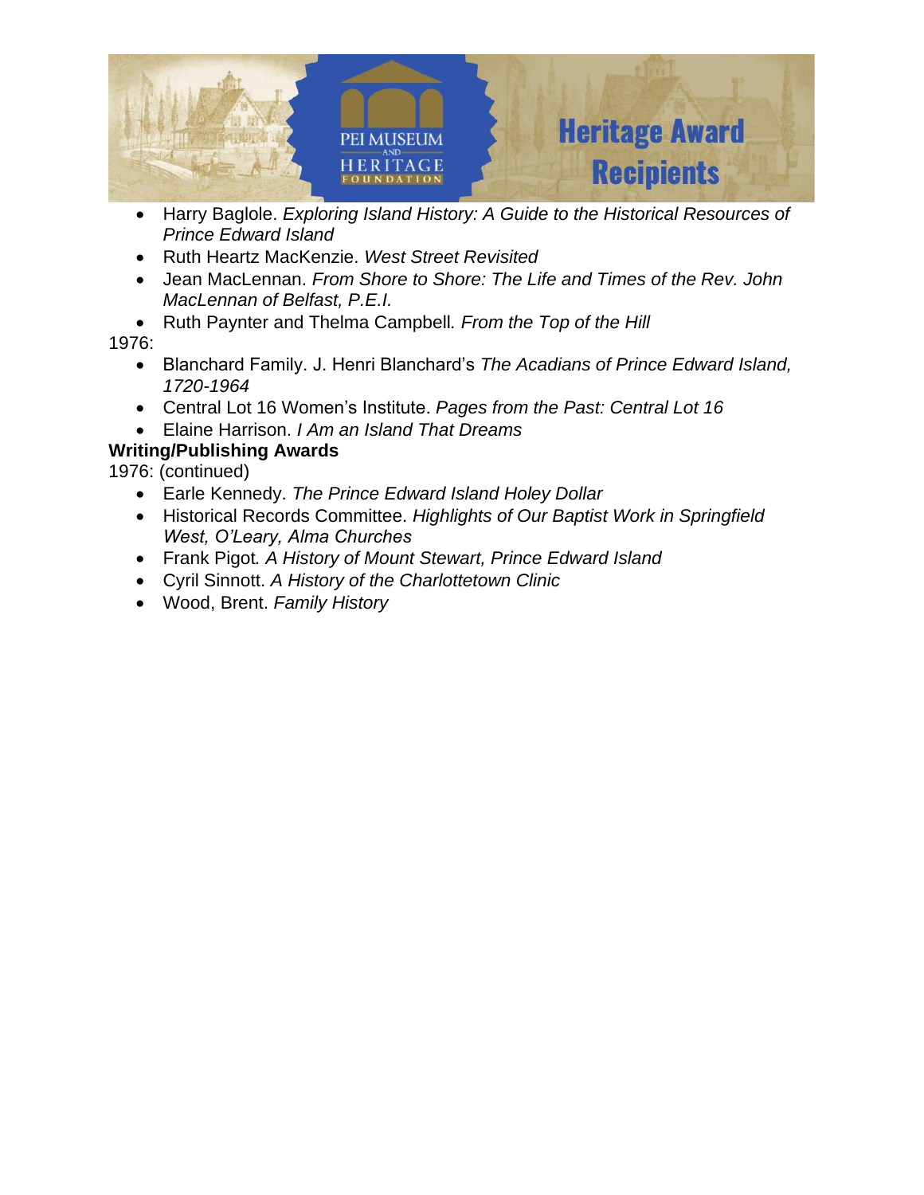- Harry Baglole. *Exploring Island History: A Guide to the Historical Resources of Prince Edward Island*
- Ruth Heartz MacKenzie. *West Street Revisited*
- Jean MacLennan. *From Shore to Shore: The Life and Times of the Rev. John MacLennan of Belfast, P.E.I.*
- Ruth Paynter and Thelma Campbell. *From the Top of the Hill*

1976:

- Blanchard Family. J. Henri Blanchard's *The Acadians of Prince Edward Island, 1720-1964*
- Central Lot 16 Women's Institute. *Pages from the Past: Central Lot 16*
- Elaine Harrison. *I Am an Island That Dreams*

**Writing/Publishing Awards**

1976: (continued)

- Earle Kennedy. *The Prince Edward Island Holey Dollar*
- Historical Records Committee. *Highlights of Our Baptist Work in Springfield West, O'Leary, Alma Churches*
- Frank Pigot. *A History of Mount Stewart, Prince Edward Island*
- Cyril Sinnott. *A History of the Charlottetown Clinic*
- Wood, Brent. *Family History*